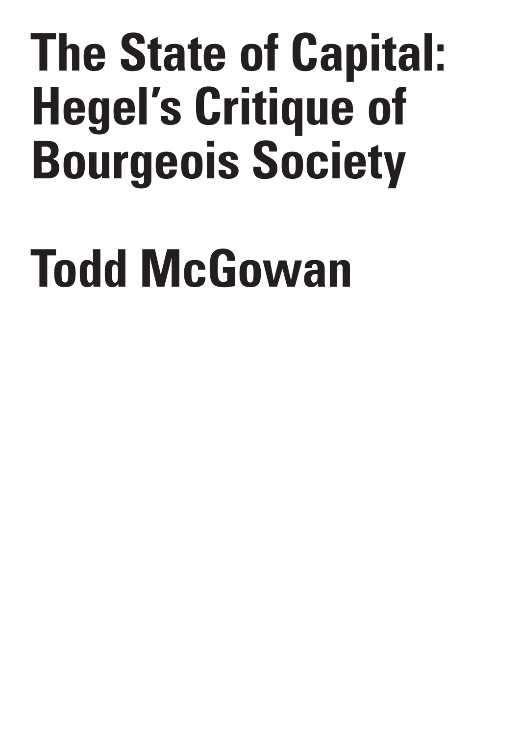# The State of Capital: Hegel's Critique of Bourgeois Society

## Todd McGowan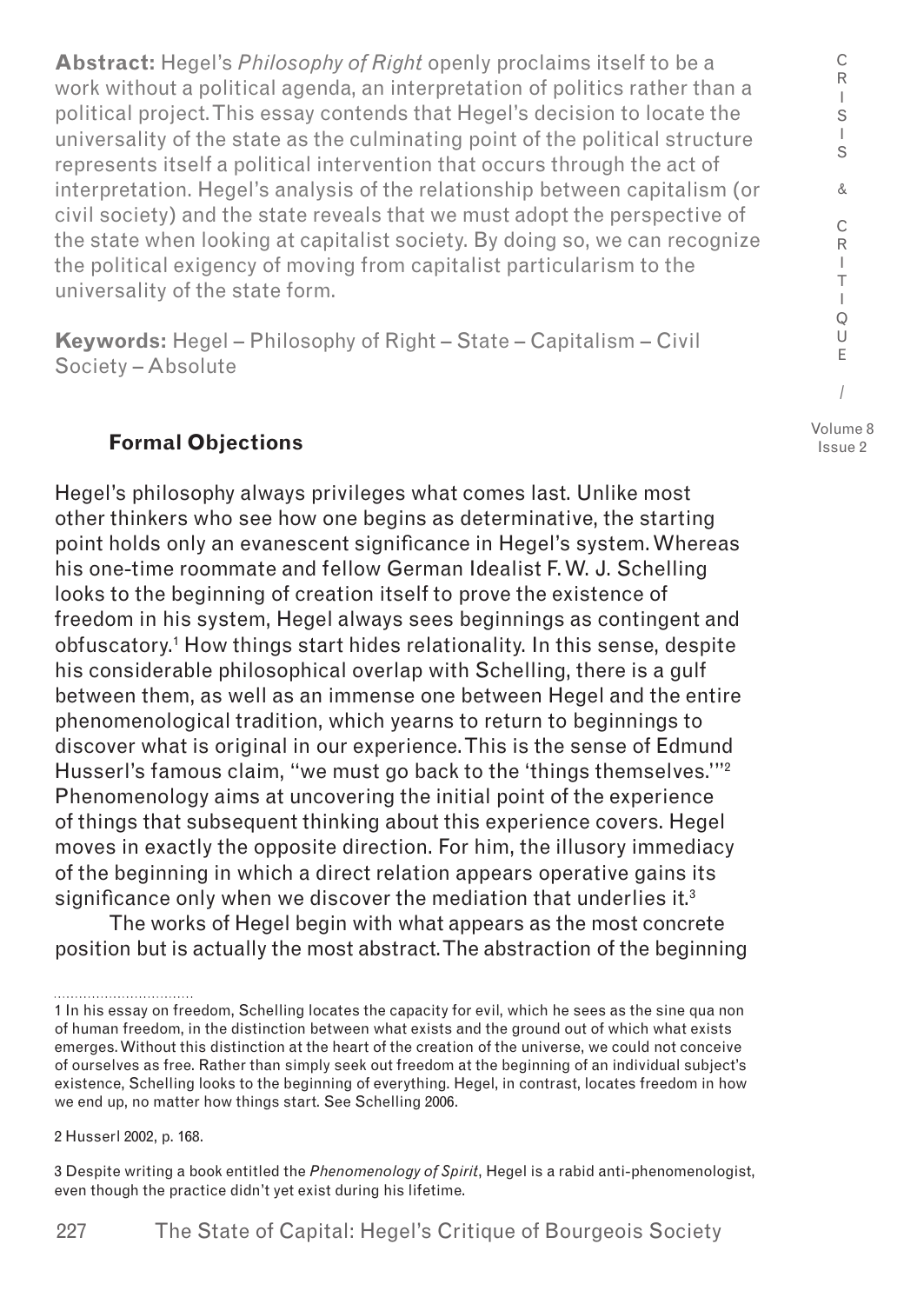**Abstract:** Hegel's *Philosophy of Right* openly proclaims itself to be a work without a political agenda, an interpretation of politics rather than a political project. This essay contends that Hegel's decision to locate the universality of the state as the culminating point of the political structure represents itself a political intervention that occurs through the act of interpretation. Hegel's analysis of the relationship between capitalism (or civil society) and the state reveals that we must adopt the perspective of the state when looking at capitalist society. By doing so, we can recognize the political exigency of moving from capitalist particularism to the universality of the state form.

**Keywords:** Hegel – Philosophy of Right – State – Capitalism – Civil Society – Absolute

## Formal Objections

Hegel's philosophy always privileges what comes last. Unlike most other thinkers who see how one begins as determinative, the starting point holds only an evanescent significance in Hegel's system. Whereas his one-time roommate and fellow German Idealist F. W. J. Schelling looks to the beginning of creation itself to prove the existence of freedom in his system, Hegel always sees beginnings as contingent and obfuscatory.[1] How things start hides relationality. In this sense, despite his considerable philosophical overlap with Schelling, there is a gulf between them, as well as an immense one between Hegel and the entire phenomenological tradition, which yearns to return to beginnings to discover what is original in our experience. This is the sense of Edmund Husserl's famous claim, "we must go back to the 'things themselves.'"[2] Phenomenology aims at uncovering the initial point of the experience of things that subsequent thinking about this experience covers. Hegel moves in exactly the opposite direction. For him, the illusory immediacy of the beginning in which a direct relation appears operative gains its significance only when we discover the mediation that underlies it.[3]

The works of Hegel begin with what appears as the most concrete position but is actually the most abstract. The abstraction of the beginning

---

1 In his essay on freedom, Schelling locates the capacity for evil, which he sees as the sine qua non of human freedom, in the distinction between what exists and the ground out of which what exists emerges. Without this distinction at the heart of the creation of the universe, we could not conceive of ourselves as free. Rather than simply seek out freedom at the beginning of an individual subject's existence, Schelling looks to the beginning of everything. Hegel, in contrast, locates freedom in how we end up, no matter how things start. See Schelling 2006.

2 Husserl 2002, p. 168.

3 Despite writing a book entitled the *Phenomenology of Spirit*, Hegel is a rabid anti-phenomenologist, even though the practice didn't yet exist during his lifetime.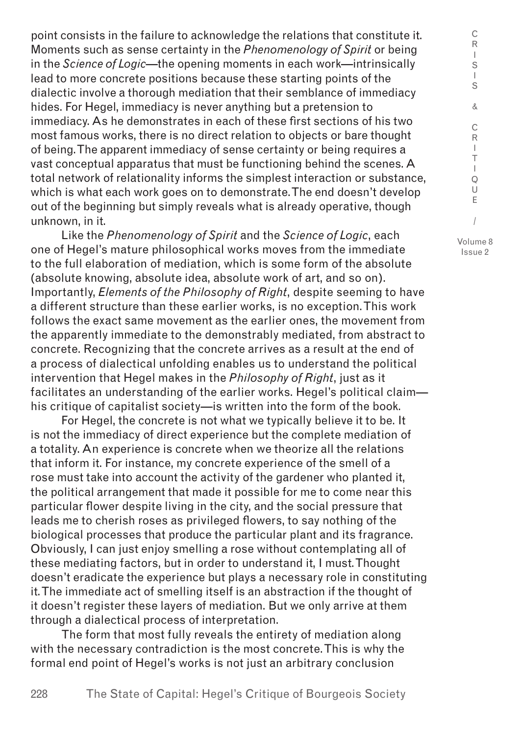point consists in the failure to acknowledge the relations that constitute it. Moments such as sense certainty in the *Phenomenology of Spirit* or being in the *Science of Logic*—the opening moments in each work—intrinsically lead to more concrete positions because these starting points of the dialectic involve a thorough mediation that their semblance of immediacy hides. For Hegel, immediacy is never anything but a pretension to immediacy. As he demonstrates in each of these first sections of his two most famous works, there is no direct relation to objects or bare thought of being. The apparent immediacy of sense certainty or being requires a vast conceptual apparatus that must be functioning behind the scenes. A total network of relationality informs the simplest interaction or substance, which is what each work goes on to demonstrate. The end doesn't develop out of the beginning but simply reveals what is already operative, though unknown, in it.

Like the *Phenomenology of Spirit* and the *Science of Logic*, each one of Hegel's mature philosophical works moves from the immediate to the full elaboration of mediation, which is some form of the absolute (absolute knowing, absolute idea, absolute work of art, and so on). Importantly, *Elements of the Philosophy of Right*, despite seeming to have a different structure than these earlier works, is no exception. This work follows the exact same movement as the earlier ones, the movement from the apparently immediate to the demonstrably mediated, from abstract to concrete. Recognizing that the concrete arrives as a result at the end of a process of dialectical unfolding enables us to understand the political intervention that Hegel makes in the *Philosophy of Right*, just as it facilitates an understanding of the earlier works. Hegel's political claim—his critique of capitalist society—is written into the form of the book.

For Hegel, the concrete is not what we typically believe it to be. It is not the immediacy of direct experience but the complete mediation of a totality. An experience is concrete when we theorize all the relations that inform it. For instance, my concrete experience of the smell of a rose must take into account the activity of the gardener who planted it, the political arrangement that made it possible for me to come near this particular flower despite living in the city, and the social pressure that leads me to cherish roses as privileged flowers, to say nothing of the biological processes that produce the particular plant and its fragrance. Obviously, I can just enjoy smelling a rose without contemplating all of these mediating factors, but in order to understand it, I must. Thought doesn't eradicate the experience but plays a necessary role in constituting it. The immediate act of smelling itself is an abstraction if the thought of it doesn't register these layers of mediation. But we only arrive at them through a dialectical process of interpretation.

The form that most fully reveals the entirety of mediation along with the necessary contradiction is the most concrete. This is why the formal end point of Hegel's works is not just an arbitrary conclusion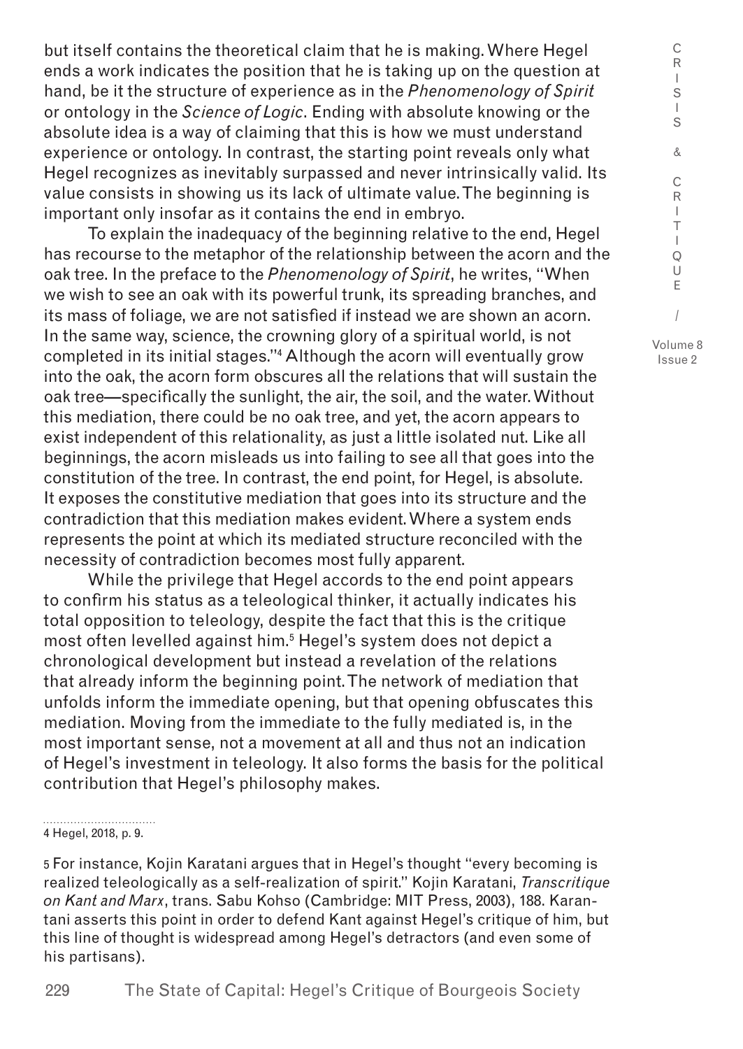but itself contains the theoretical claim that he is making. Where Hegel ends a work indicates the position that he is taking up on the question at hand, be it the structure of experience as in the *Phenomenology of Spirit* or ontology in the *Science of Logic*. Ending with absolute knowing or the absolute idea is a way of claiming that this is how we must understand experience or ontology. In contrast, the starting point reveals only what Hegel recognizes as inevitably surpassed and never intrinsically valid. Its value consists in showing us its lack of ultimate value. The beginning is important only insofar as it contains the end in embryo.

To explain the inadequacy of the beginning relative to the end, Hegel has recourse to the metaphor of the relationship between the acorn and the oak tree. In the preface to the *Phenomenology of Spirit*, he writes, "When we wish to see an oak with its powerful trunk, its spreading branches, and its mass of foliage, we are not satisfied if instead we are shown an acorn. In the same way, science, the crowning glory of a spiritual world, is not completed in its initial stages."[4] Although the acorn will eventually grow into the oak, the acorn form obscures all the relations that will sustain the oak tree—specifically the sunlight, the air, the soil, and the water. Without this mediation, there could be no oak tree, and yet, the acorn appears to exist independent of this relationality, as just a little isolated nut. Like all beginnings, the acorn misleads us into failing to see all that goes into the constitution of the tree. In contrast, the end point, for Hegel, is absolute. It exposes the constitutive mediation that goes into its structure and the contradiction that this mediation makes evident. Where a system ends represents the point at which its mediated structure reconciled with the necessity of contradiction becomes most fully apparent.

While the privilege that Hegel accords to the end point appears to confirm his status as a teleological thinker, it actually indicates his total opposition to teleology, despite the fact that this is the critique most often levelled against him.[5] Hegel's system does not depict a chronological development but instead a revelation of the relations that already inform the beginning point. The network of mediation that unfolds inform the immediate opening, but that opening obfuscates this mediation. Moving from the immediate to the fully mediated is, in the most important sense, not a movement at all and thus not an indication of Hegel's investment in teleology. It also forms the basis for the political contribution that Hegel's philosophy makes.

---

4 Hegel, 2018, p. 9.

5 For instance, Kojin Karatani argues that in Hegel's thought "every becoming is realized teleologically as a self-realization of spirit." Kojin Karatani, *Transcritique on Kant and Marx*, trans. Sabu Kohso (Cambridge: MIT Press, 2003), 188. Karantani asserts this point in order to defend Kant against Hegel's critique of him, but this line of thought is widespread among Hegel's detractors (and even some of his partisans).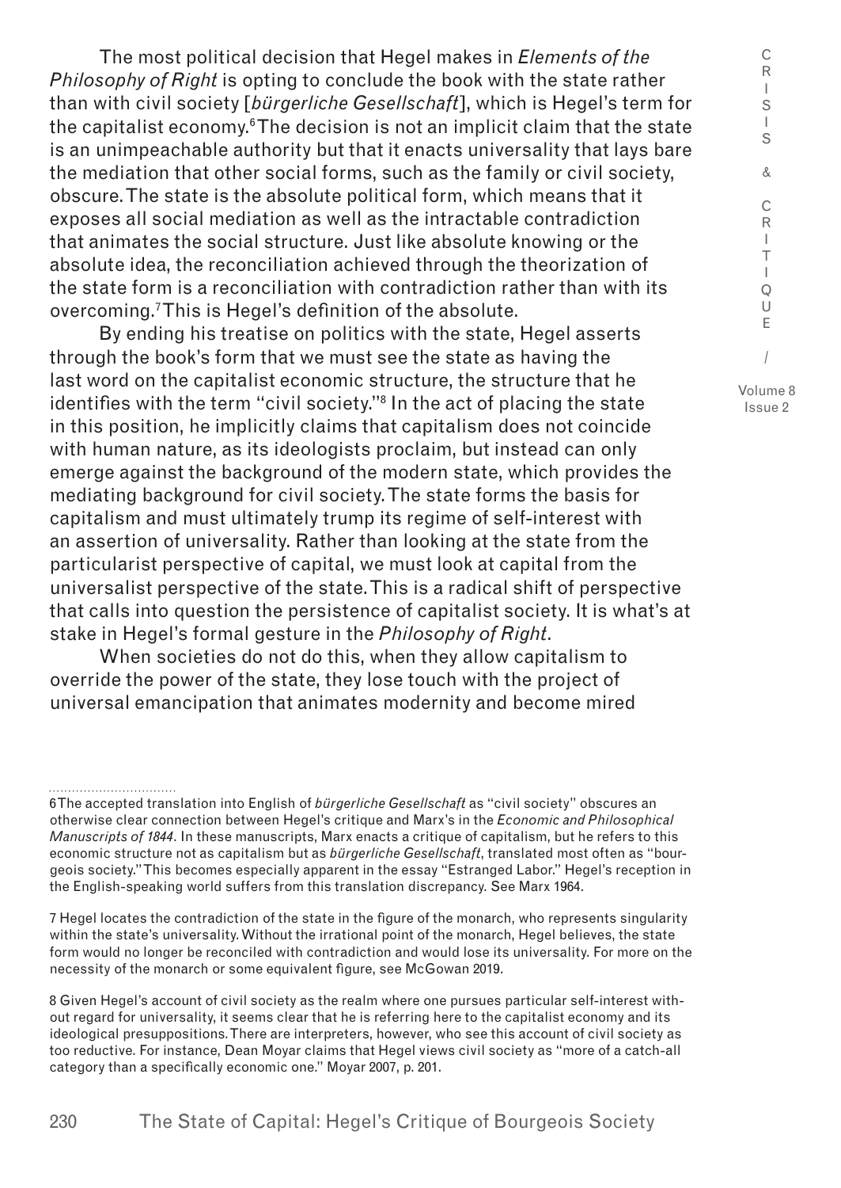The most political decision that Hegel makes in *Elements of the Philosophy of Right* is opting to conclude the book with the state rather than with civil society [*bürgerliche Gesellschaft*], which is Hegel's term for the capitalist economy.[6] The decision is not an implicit claim that the state is an unimpeachable authority but that it enacts universality that lays bare the mediation that other social forms, such as the family or civil society, obscure. The state is the absolute political form, which means that it exposes all social mediation as well as the intractable contradiction that animates the social structure. Just like absolute knowing or the absolute idea, the reconciliation achieved through the theorization of the state form is a reconciliation with contradiction rather than with its overcoming.[7] This is Hegel's definition of the absolute.

By ending his treatise on politics with the state, Hegel asserts through the book's form that we must see the state as having the last word on the capitalist economic structure, the structure that he identifies with the term "civil society."[8] In the act of placing the state in this position, he implicitly claims that capitalism does not coincide with human nature, as its ideologists proclaim, but instead can only emerge against the background of the modern state, which provides the mediating background for civil society. The state forms the basis for capitalism and must ultimately trump its regime of self-interest with an assertion of universality. Rather than looking at the state from the particularist perspective of capital, we must look at capital from the universalist perspective of the state. This is a radical shift of perspective that calls into question the persistence of capitalist society. It is what's at stake in Hegel's formal gesture in the *Philosophy of Right*.

When societies do not do this, when they allow capitalism to override the power of the state, they lose touch with the project of universal emancipation that animates modernity and become mired

---

6 The accepted translation into English of *bürgerliche Gesellschaft* as "civil society" obscures an otherwise clear connection between Hegel's critique and Marx's in the *Economic and Philosophical Manuscripts of 1844*. In these manuscripts, Marx enacts a critique of capitalism, but he refers to this economic structure not as capitalism but as *bürgerliche Gesellschaft*, translated most often as "bourgeois society." This becomes especially apparent in the essay "Estranged Labor." Hegel's reception in the English-speaking world suffers from this translation discrepancy. See Marx 1964.

7 Hegel locates the contradiction of the state in the figure of the monarch, who represents singularity within the state's universality. Without the irrational point of the monarch, Hegel believes, the state form would no longer be reconciled with contradiction and would lose its universality. For more on the necessity of the monarch or some equivalent figure, see McGowan 2019.

8 Given Hegel's account of civil society as the realm where one pursues particular self-interest without regard for universality, it seems clear that he is referring here to the capitalist economy and its ideological presuppositions. There are interpreters, however, who see this account of civil society as too reductive. For instance, Dean Moyar claims that Hegel views civil society as "more of a catch-all category than a specifically economic one." Moyar 2007, p. 201.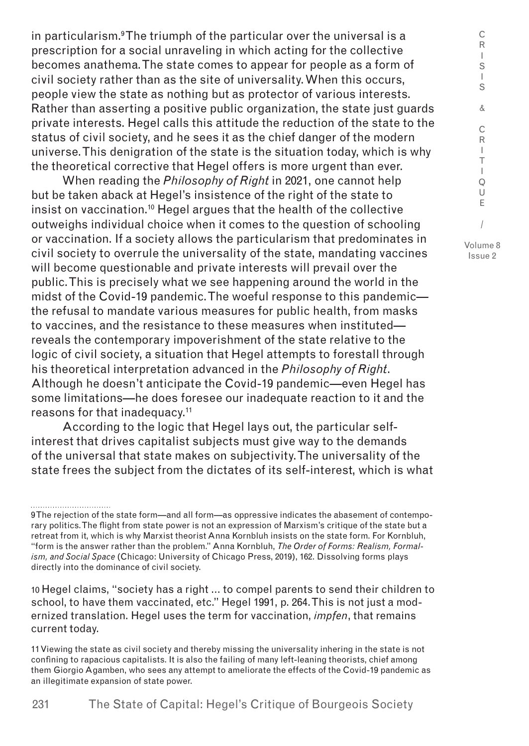in particularism.[9] The triumph of the particular over the universal is a prescription for a social unraveling in which acting for the collective becomes anathema. The state comes to appear for people as a form of civil society rather than as the site of universality. When this occurs, people view the state as nothing but as protector of various interests. Rather than asserting a positive public organization, the state just guards private interests. Hegel calls this attitude the reduction of the state to the status of civil society, and he sees it as the chief danger of the modern universe. This denigration of the state is the situation today, which is why the theoretical corrective that Hegel offers is more urgent than ever.

When reading the *Philosophy of Right* in 2021, one cannot help but be taken aback at Hegel's insistence of the right of the state to insist on vaccination.[10] Hegel argues that the health of the collective outweighs individual choice when it comes to the question of schooling or vaccination. If a society allows the particularism that predominates in civil society to overrule the universality of the state, mandating vaccines will become questionable and private interests will prevail over the public. This is precisely what we see happening around the world in the midst of the Covid-19 pandemic. The woeful response to this pandemic—the refusal to mandate various measures for public health, from masks to vaccines, and the resistance to these measures when instituted—reveals the contemporary impoverishment of the state relative to the logic of civil society, a situation that Hegel attempts to forestall through his theoretical interpretation advanced in the *Philosophy of Right*. Although he doesn't anticipate the Covid-19 pandemic—even Hegel has some limitations—he does foresee our inadequate reaction to it and the reasons for that inadequacy.[11]

According to the logic that Hegel lays out, the particular self-interest that drives capitalist subjects must give way to the demands of the universal that state makes on subjectivity. The universality of the state frees the subject from the dictates of its self-interest, which is what

---

9 The rejection of the state form—and all form—as oppressive indicates the abasement of contemporary politics. The flight from state power is not an expression of Marxism's critique of the state but a retreat from it, which is why Marxist theorist Anna Kornbluh insists on the state form. For Kornbluh, "form is the answer rather than the problem." Anna Kornbluh, *The Order of Forms: Realism, Formalism, and Social Space* (Chicago: University of Chicago Press, 2019), 162. Dissolving forms plays directly into the dominance of civil society.

10 Hegel claims, "society has a right ... to compel parents to send their children to school, to have them vaccinated, etc." Hegel 1991, p. 264. This is not just a modernized translation. Hegel uses the term for vaccination, *impfen*, that remains current today.

11 Viewing the state as civil society and thereby missing the universality inhering in the state is not confining to rapacious capitalists. It is also the failing of many left-leaning theorists, chief among them Giorgio Agamben, who sees any attempt to ameliorate the effects of the Covid-19 pandemic as an illegitimate expansion of state power.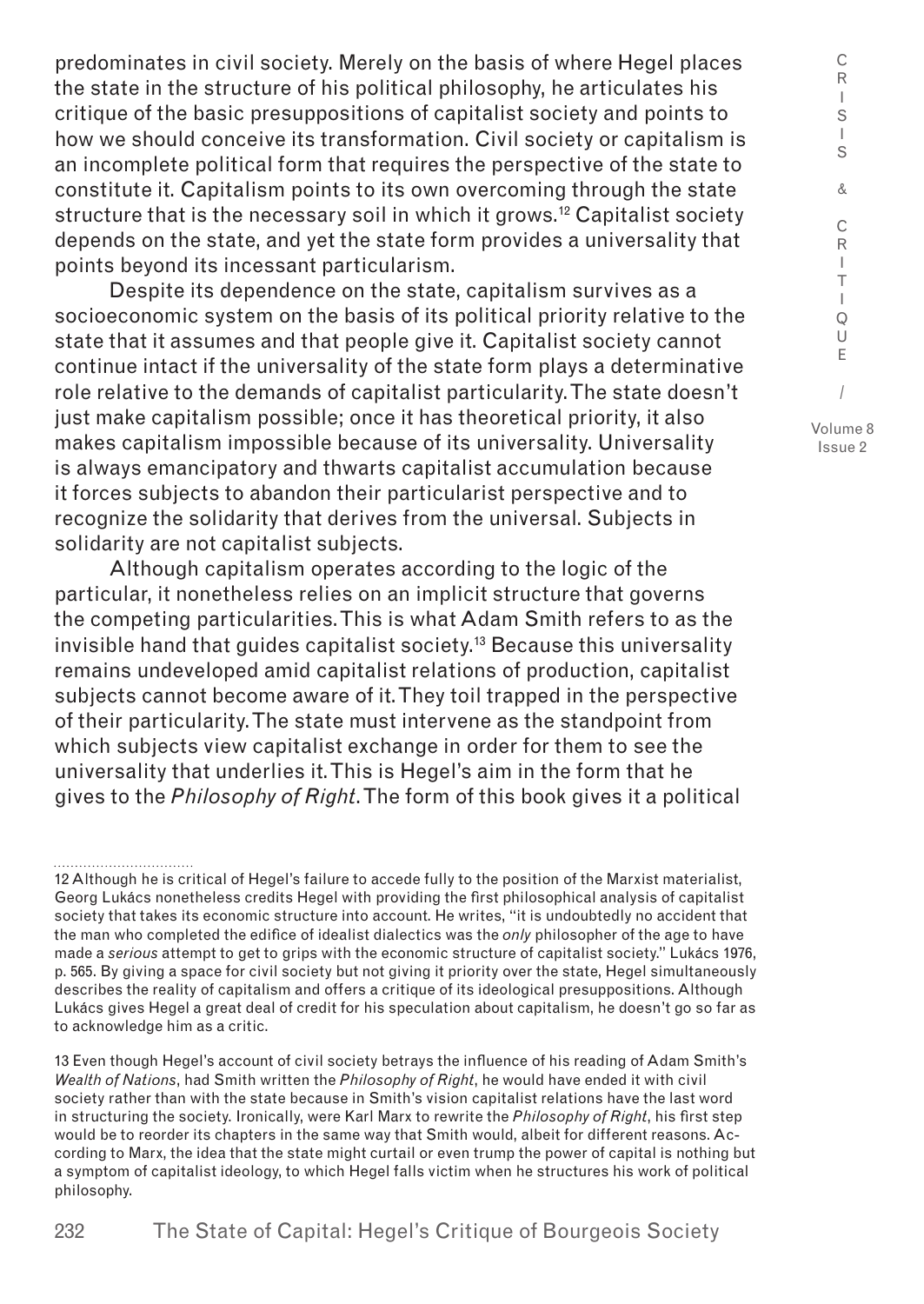predominates in civil society. Merely on the basis of where Hegel places the state in the structure of his political philosophy, he articulates his critique of the basic presuppositions of capitalist society and points to how we should conceive its transformation. Civil society or capitalism is an incomplete political form that requires the perspective of the state to constitute it. Capitalism points to its own overcoming through the state structure that is the necessary soil in which it grows.[12] Capitalist society depends on the state, and yet the state form provides a universality that points beyond its incessant particularism.

Despite its dependence on the state, capitalism survives as a socioeconomic system on the basis of its political priority relative to the state that it assumes and that people give it. Capitalist society cannot continue intact if the universality of the state form plays a determinative role relative to the demands of capitalist particularity. The state doesn't just make capitalism possible; once it has theoretical priority, it also makes capitalism impossible because of its universality. Universality is always emancipatory and thwarts capitalist accumulation because it forces subjects to abandon their particularist perspective and to recognize the solidarity that derives from the universal. Subjects in solidarity are not capitalist subjects.

Although capitalism operates according to the logic of the particular, it nonetheless relies on an implicit structure that governs the competing particularities. This is what Adam Smith refers to as the invisible hand that guides capitalist society.[13] Because this universality remains undeveloped amid capitalist relations of production, capitalist subjects cannot become aware of it. They toil trapped in the perspective of their particularity. The state must intervene as the standpoint from which subjects view capitalist exchange in order for them to see the universality that underlies it. This is Hegel's aim in the form that he gives to the *Philosophy of Right*. The form of this book gives it a political

---

12 Although he is critical of Hegel's failure to accede fully to the position of the Marxist materialist, Georg Lukács nonetheless credits Hegel with providing the first philosophical analysis of capitalist society that takes its economic structure into account. He writes, "it is undoubtedly no accident that the man who completed the edifice of idealist dialectics was the *only* philosopher of the age to have made a *serious* attempt to get to grips with the economic structure of capitalist society." Lukács 1976, p. 565. By giving a space for civil society but not giving it priority over the state, Hegel simultaneously describes the reality of capitalism and offers a critique of its ideological presuppositions. Although Lukács gives Hegel a great deal of credit for his speculation about capitalism, he doesn't go so far as to acknowledge him as a critic.

13 Even though Hegel's account of civil society betrays the influence of his reading of Adam Smith's *Wealth of Nations*, had Smith written the *Philosophy of Right*, he would have ended it with civil society rather than with the state because in Smith's vision capitalist relations have the last word in structuring the society. Ironically, were Karl Marx to rewrite the *Philosophy of Right*, his first step would be to reorder its chapters in the same way that Smith would, albeit for different reasons. According to Marx, the idea that the state might curtail or even trump the power of capital is nothing but a symptom of capitalist ideology, to which Hegel falls victim when he structures his work of political philosophy.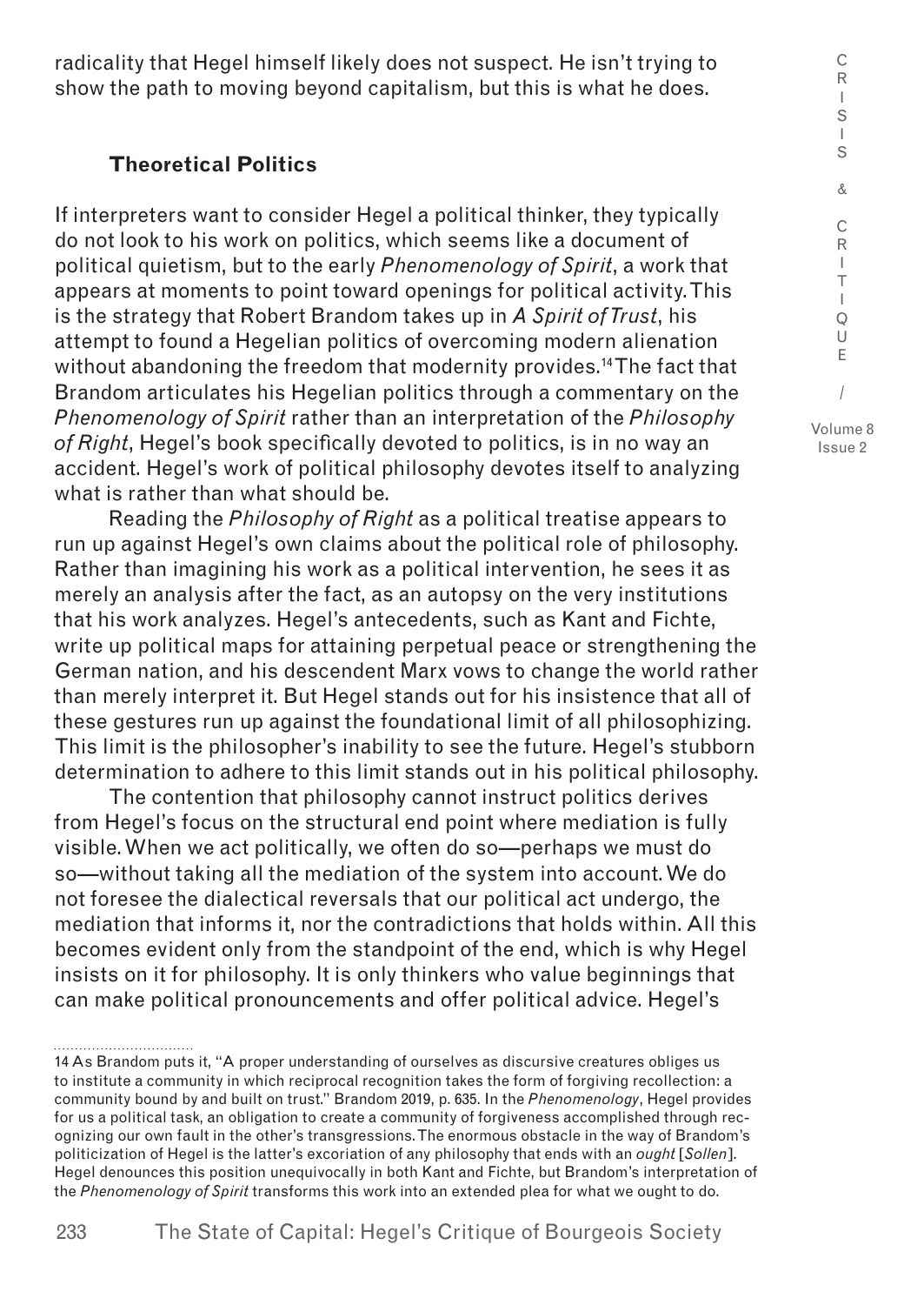radicality that Hegel himself likely does not suspect. He isn't trying to show the path to moving beyond capitalism, but this is what he does.

### Theoretical Politics

If interpreters want to consider Hegel a political thinker, they typically do not look to his work on politics, which seems like a document of political quietism, but to the early *Phenomenology of Spirit*, a work that appears at moments to point toward openings for political activity. This is the strategy that Robert Brandom takes up in *A Spirit of Trust*, his attempt to found a Hegelian politics of overcoming modern alienation without abandoning the freedom that modernity provides.[14] The fact that Brandom articulates his Hegelian politics through a commentary on the *Phenomenology of Spirit* rather than an interpretation of the *Philosophy of Right*, Hegel's book specifically devoted to politics, is in no way an accident. Hegel's work of political philosophy devotes itself to analyzing what is rather than what should be.

Reading the *Philosophy of Right* as a political treatise appears to run up against Hegel's own claims about the political role of philosophy. Rather than imagining his work as a political intervention, he sees it as merely an analysis after the fact, as an autopsy on the very institutions that his work analyzes. Hegel's antecedents, such as Kant and Fichte, write up political maps for attaining perpetual peace or strengthening the German nation, and his descendent Marx vows to change the world rather than merely interpret it. But Hegel stands out for his insistence that all of these gestures run up against the foundational limit of all philosophizing. This limit is the philosopher's inability to see the future. Hegel's stubborn determination to adhere to this limit stands out in his political philosophy.

The contention that philosophy cannot instruct politics derives from Hegel's focus on the structural end point where mediation is fully visible. When we act politically, we often do so—perhaps we must do so—without taking all the mediation of the system into account. We do not foresee the dialectical reversals that our political act undergo, the mediation that informs it, nor the contradictions that holds within. All this becomes evident only from the standpoint of the end, which is why Hegel insists on it for philosophy. It is only thinkers who value beginnings that can make political pronouncements and offer political advice. Hegel's

---

14 As Brandom puts it, "A proper understanding of ourselves as discursive creatures obliges us to institute a community in which reciprocal recognition takes the form of forgiving recollection: a community bound by and built on trust." Brandom 2019, p. 635. In the *Phenomenology*, Hegel provides for us a political task, an obligation to create a community of forgiveness accomplished through recognizing our own fault in the other's transgressions. The enormous obstacle in the way of Brandom's politicization of Hegel is the latter's excoriation of any philosophy that ends with an *ought* [*Sollen*]. Hegel denounces this position unequivocally in both Kant and Fichte, but Brandom's interpretation of the *Phenomenology of Spirit* transforms this work into an extended plea for what we ought to do.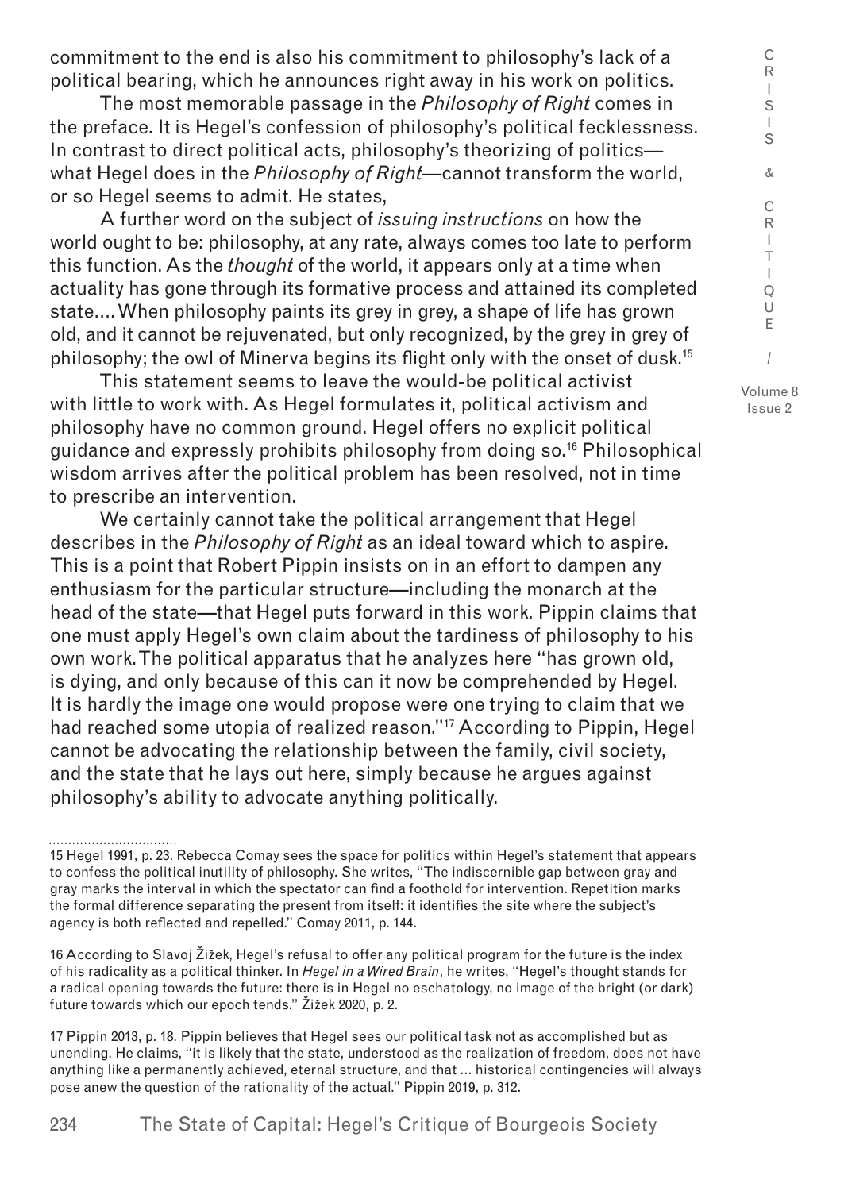commitment to the end is also his commitment to philosophy's lack of a political bearing, which he announces right away in his work on politics.

The most memorable passage in the *Philosophy of Right* comes in the preface. It is Hegel's confession of philosophy's political fecklessness. In contrast to direct political acts, philosophy's theorizing of politics—what Hegel does in the *Philosophy of Right*—cannot transform the world, or so Hegel seems to admit. He states,

> A further word on the subject of *issuing instructions* on how the world ought to be: philosophy, at any rate, always comes too late to perform this function. As the *thought* of the world, it appears only at a time when actuality has gone through its formative process and attained its completed state.... When philosophy paints its grey in grey, a shape of life has grown old, and it cannot be rejuvenated, but only recognized, by the grey in grey of philosophy; the owl of Minerva begins its flight only with the onset of dusk.[15]

This statement seems to leave the would-be political activist with little to work with. As Hegel formulates it, political activism and philosophy have no common ground. Hegel offers no explicit political guidance and expressly prohibits philosophy from doing so.[16] Philosophical wisdom arrives after the political problem has been resolved, not in time to prescribe an intervention.

We certainly cannot take the political arrangement that Hegel describes in the *Philosophy of Right* as an ideal toward which to aspire. This is a point that Robert Pippin insists on in an effort to dampen any enthusiasm for the particular structure—including the monarch at the head of the state—that Hegel puts forward in this work. Pippin claims that one must apply Hegel's own claim about the tardiness of philosophy to his own work. The political apparatus that he analyzes here "has grown old, is dying, and only because of this can it now be comprehended by Hegel. It is hardly the image one would propose were one trying to claim that we had reached some utopia of realized reason."[17] According to Pippin, Hegel cannot be advocating the relationship between the family, civil society, and the state that he lays out here, simply because he argues against philosophy's ability to advocate anything politically.

---

15 Hegel 1991, p. 23. Rebecca Comay sees the space for politics within Hegel's statement that appears to confess the political inutility of philosophy. She writes, "The indiscernible gap between gray and gray marks the interval in which the spectator can find a foothold for intervention. Repetition marks the formal difference separating the present from itself: it identifies the site where the subject's agency is both reflected and repelled." Comay 2011, p. 144.

16 According to Slavoj Žižek, Hegel's refusal to offer any political program for the future is the index of his radicality as a political thinker. In *Hegel in a Wired Brain*, he writes, "Hegel's thought stands for a radical opening towards the future: there is in Hegel no eschatology, no image of the bright (or dark) future towards which our epoch tends." Žižek 2020, p. 2.

17 Pippin 2013, p. 18. Pippin believes that Hegel sees our political task not as accomplished but as unending. He claims, "it is likely that the state, understood as the realization of freedom, does not have anything like a permanently achieved, eternal structure, and that ... historical contingencies will always pose anew the question of the rationality of the actual." Pippin 2019, p. 312.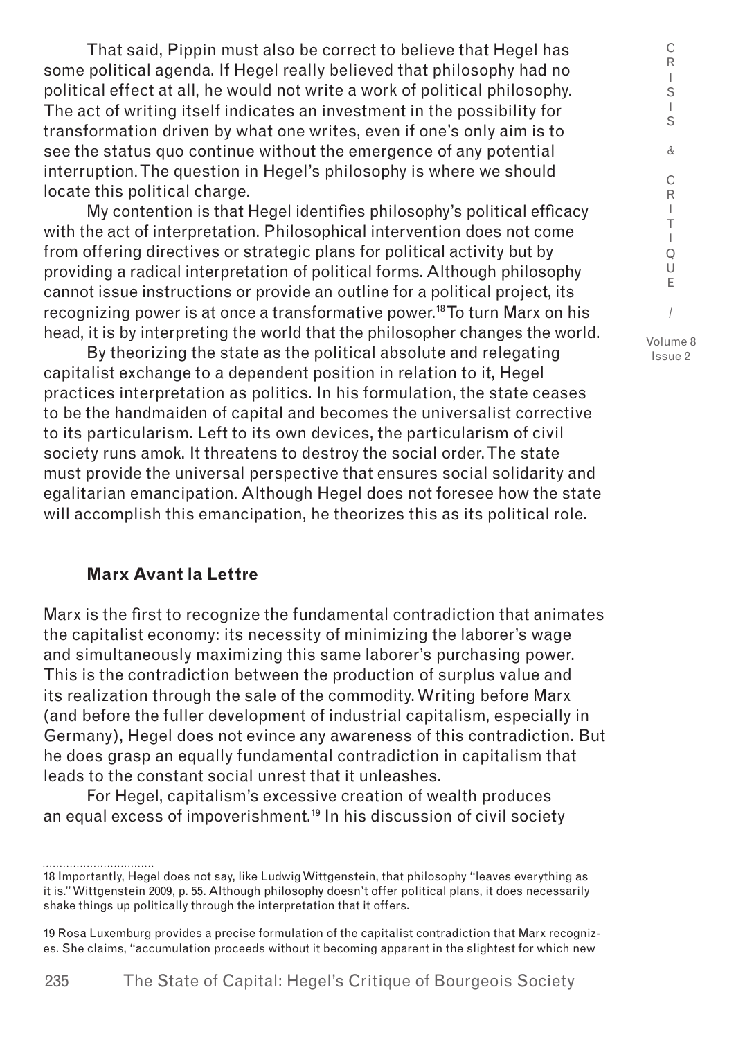That said, Pippin must also be correct to believe that Hegel has some political agenda. If Hegel really believed that philosophy had no political effect at all, he would not write a work of political philosophy. The act of writing itself indicates an investment in the possibility for transformation driven by what one writes, even if one's only aim is to see the status quo continue without the emergence of any potential interruption. The question in Hegel's philosophy is where we should locate this political charge.

My contention is that Hegel identifies philosophy's political efficacy with the act of interpretation. Philosophical intervention does not come from offering directives or strategic plans for political activity but by providing a radical interpretation of political forms. Although philosophy cannot issue instructions or provide an outline for a political project, its recognizing power is at once a transformative power.[18] To turn Marx on his head, it is by interpreting the world that the philosopher changes the world.

By theorizing the state as the political absolute and relegating capitalist exchange to a dependent position in relation to it, Hegel practices interpretation as politics. In his formulation, the state ceases to be the handmaiden of capital and becomes the universalist corrective to its particularism. Left to its own devices, the particularism of civil society runs amok. It threatens to destroy the social order. The state must provide the universal perspective that ensures social solidarity and egalitarian emancipation. Although Hegel does not foresee how the state will accomplish this emancipation, he theorizes this as its political role.

## Marx Avant la Lettre

Marx is the first to recognize the fundamental contradiction that animates the capitalist economy: its necessity of minimizing the laborer's wage and simultaneously maximizing this same laborer's purchasing power. This is the contradiction between the production of surplus value and its realization through the sale of the commodity. Writing before Marx (and before the fuller development of industrial capitalism, especially in Germany), Hegel does not evince any awareness of this contradiction. But he does grasp an equally fundamental contradiction in capitalism that leads to the constant social unrest that it unleashes.

For Hegel, capitalism's excessive creation of wealth produces an equal excess of impoverishment.[19] In his discussion of civil society

---

18 Importantly, Hegel does not say, like Ludwig Wittgenstein, that philosophy "leaves everything as it is." Wittgenstein 2009, p. 55. Although philosophy doesn't offer political plans, it does necessarily shake things up politically through the interpretation that it offers.

19 Rosa Luxemburg provides a precise formulation of the capitalist contradiction that Marx recognizes. She claims, "accumulation proceeds without it becoming apparent in the slightest for which new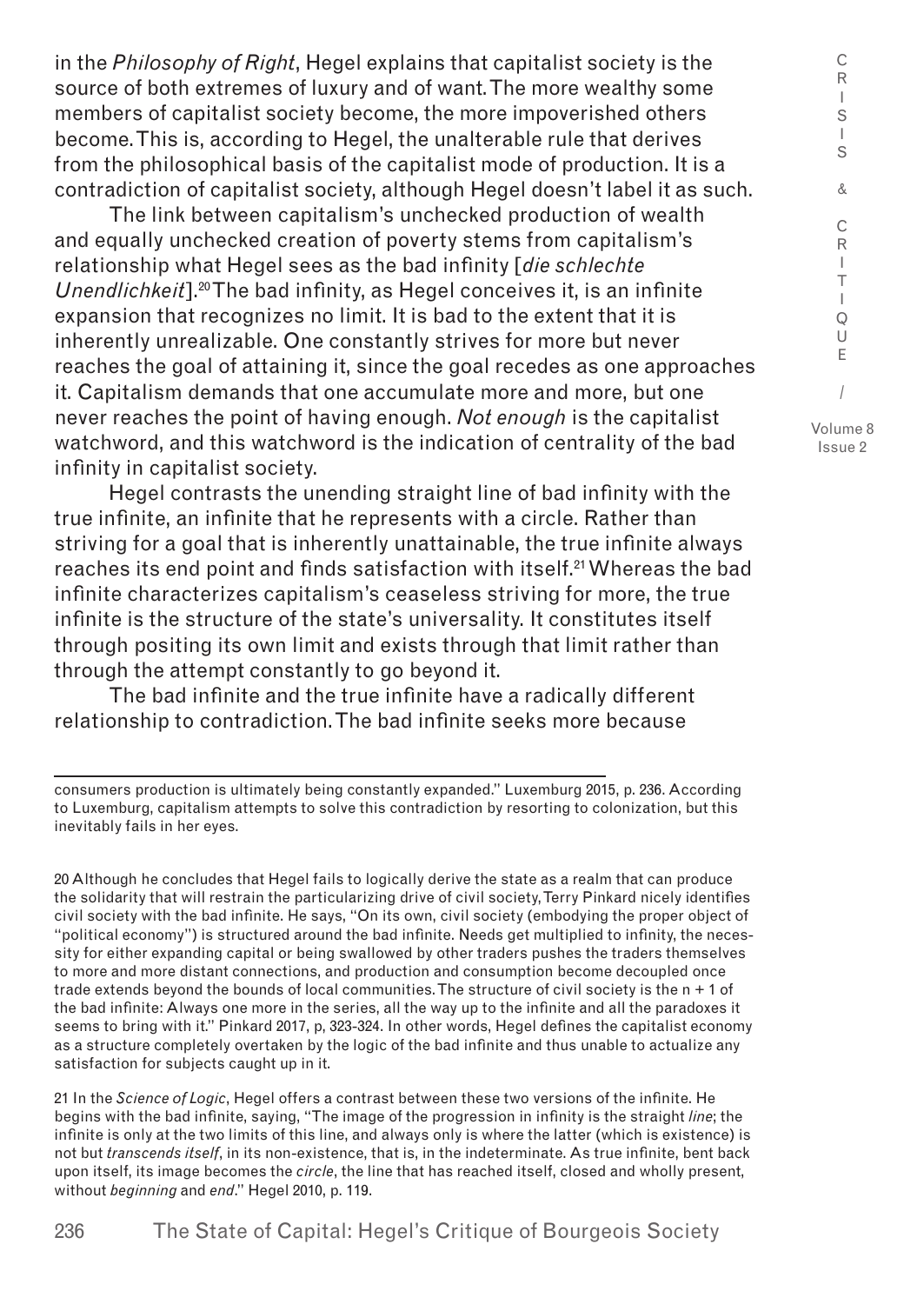in the *Philosophy of Right*, Hegel explains that capitalist society is the source of both extremes of luxury and of want. The more wealthy some members of capitalist society become, the more impoverished others become. This is, according to Hegel, the unalterable rule that derives from the philosophical basis of the capitalist mode of production. It is a contradiction of capitalist society, although Hegel doesn't label it as such.

The link between capitalism's unchecked production of wealth and equally unchecked creation of poverty stems from capitalism's relationship what Hegel sees as the bad infinity [*die schlechte Unendlichkeit*].[20] The bad infinity, as Hegel conceives it, is an infinite expansion that recognizes no limit. It is bad to the extent that it is inherently unrealizable. One constantly strives for more but never reaches the goal of attaining it, since the goal recedes as one approaches it. Capitalism demands that one accumulate more and more, but one never reaches the point of having enough. *Not enough* is the capitalist watchword, and this watchword is the indication of centrality of the bad infinity in capitalist society.

Hegel contrasts the unending straight line of bad infinity with the true infinite, an infinite that he represents with a circle. Rather than striving for a goal that is inherently unattainable, the true infinite always reaches its end point and finds satisfaction with itself.[21] Whereas the bad infinite characterizes capitalism's ceaseless striving for more, the true infinite is the structure of the state's universality. It constitutes itself through positing its own limit and exists through that limit rather than through the attempt constantly to go beyond it.

The bad infinite and the true infinite have a radically different relationship to contradiction. The bad infinite seeks more because

---

consumers production is ultimately being constantly expanded." Luxemburg 2015, p. 236. According to Luxemburg, capitalism attempts to solve this contradiction by resorting to colonization, but this inevitably fails in her eyes.

20 Although he concludes that Hegel fails to logically derive the state as a realm that can produce the solidarity that will restrain the particularizing drive of civil society, Terry Pinkard nicely identifies civil society with the bad infinite. He says, "On its own, civil society (embodying the proper object of "political economy") is structured around the bad infinite. Needs get multiplied to infinity, the necessity for either expanding capital or being swallowed by other traders pushes the traders themselves to more and more distant connections, and production and consumption become decoupled once trade extends beyond the bounds of local communities. The structure of civil society is the n + 1 of the bad infinite: Always one more in the series, all the way up to the infinite and all the paradoxes it seems to bring with it." Pinkard 2017, p, 323-324. In other words, Hegel defines the capitalist economy as a structure completely overtaken by the logic of the bad infinite and thus unable to actualize any satisfaction for subjects caught up in it.

21 In the *Science of Logic*, Hegel offers a contrast between these two versions of the infinite. He begins with the bad infinite, saying, "The image of the progression in infinity is the straight *line*; the infinite is only at the two limits of this line, and always only is where the latter (which is existence) is not but *transcends itself*, in its non-existence, that is, in the indeterminate. As true infinite, bent back upon itself, its image becomes the *circle*, the line that has reached itself, closed and wholly present, without *beginning* and *end*." Hegel 2010, p. 119.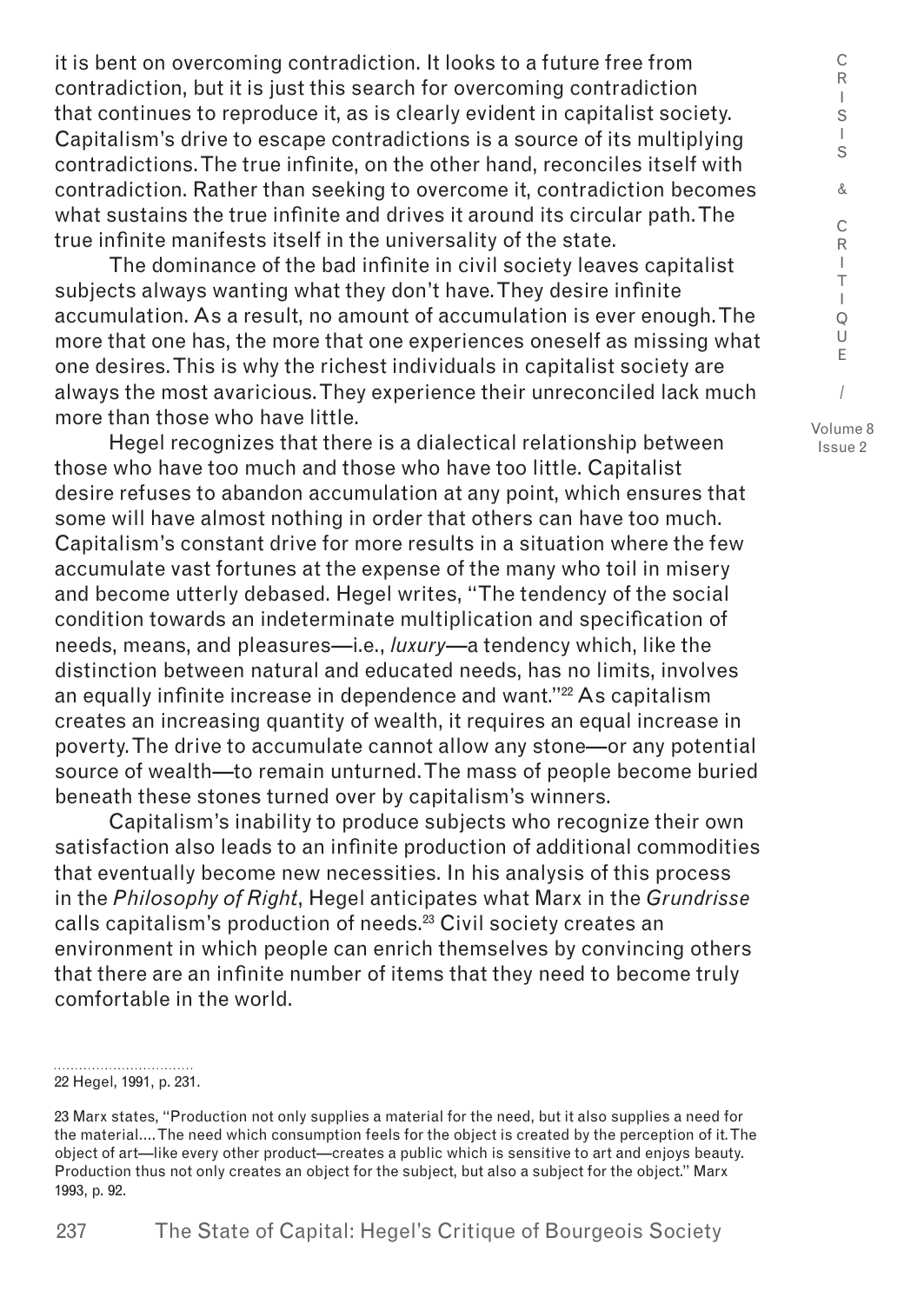it is bent on overcoming contradiction. It looks to a future free from contradiction, but it is just this search for overcoming contradiction that continues to reproduce it, as is clearly evident in capitalist society. Capitalism's drive to escape contradictions is a source of its multiplying contradictions. The true infinite, on the other hand, reconciles itself with contradiction. Rather than seeking to overcome it, contradiction becomes what sustains the true infinite and drives it around its circular path. The true infinite manifests itself in the universality of the state.

The dominance of the bad infinite in civil society leaves capitalist subjects always wanting what they don't have. They desire infinite accumulation. As a result, no amount of accumulation is ever enough. The more that one has, the more that one experiences oneself as missing what one desires. This is why the richest individuals in capitalist society are always the most avaricious. They experience their unreconciled lack much more than those who have little.

Hegel recognizes that there is a dialectical relationship between those who have too much and those who have too little. Capitalist desire refuses to abandon accumulation at any point, which ensures that some will have almost nothing in order that others can have too much. Capitalism's constant drive for more results in a situation where the few accumulate vast fortunes at the expense of the many who toil in misery and become utterly debased. Hegel writes, "The tendency of the social condition towards an indeterminate multiplication and specification of needs, means, and pleasures—i.e., *luxury*—a tendency which, like the distinction between natural and educated needs, has no limits, involves an equally infinite increase in dependence and want."[22] As capitalism creates an increasing quantity of wealth, it requires an equal increase in poverty. The drive to accumulate cannot allow any stone—or any potential source of wealth—to remain unturned. The mass of people become buried beneath these stones turned over by capitalism's winners.

Capitalism's inability to produce subjects who recognize their own satisfaction also leads to an infinite production of additional commodities that eventually become new necessities. In his analysis of this process in the *Philosophy of Right*, Hegel anticipates what Marx in the *Grundrisse* calls capitalism's production of needs.[23] Civil society creates an environment in which people can enrich themselves by convincing others that there are an infinite number of items that they need to become truly comfortable in the world.

---

22 Hegel, 1991, p. 231.

23 Marx states, "Production not only supplies a material for the need, but it also supplies a need for the material.... The need which consumption feels for the object is created by the perception of it. The object of art—like every other product—creates a public which is sensitive to art and enjoys beauty. Production thus not only creates an object for the subject, but also a subject for the object." Marx 1993, p. 92.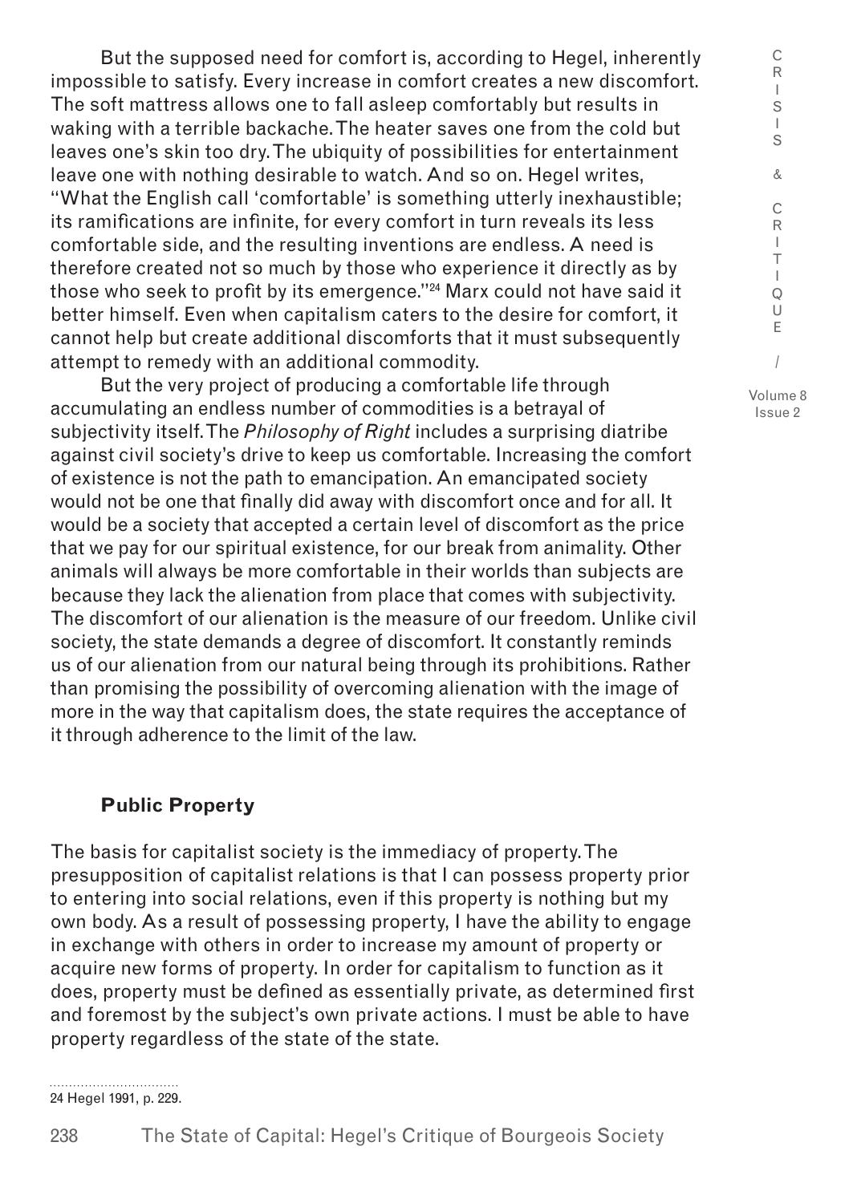But the supposed need for comfort is, according to Hegel, inherently impossible to satisfy. Every increase in comfort creates a new discomfort. The soft mattress allows one to fall asleep comfortably but results in waking with a terrible backache. The heater saves one from the cold but leaves one's skin too dry. The ubiquity of possibilities for entertainment leave one with nothing desirable to watch. And so on. Hegel writes, "What the English call 'comfortable' is something utterly inexhaustible; its ramifications are infinite, for every comfort in turn reveals its less comfortable side, and the resulting inventions are endless. A need is therefore created not so much by those who experience it directly as by those who seek to profit by its emergence."[24] Marx could not have said it better himself. Even when capitalism caters to the desire for comfort, it cannot help but create additional discomforts that it must subsequently attempt to remedy with an additional commodity.

But the very project of producing a comfortable life through accumulating an endless number of commodities is a betrayal of subjectivity itself. The *Philosophy of Right* includes a surprising diatribe against civil society's drive to keep us comfortable. Increasing the comfort of existence is not the path to emancipation. An emancipated society would not be one that finally did away with discomfort once and for all. It would be a society that accepted a certain level of discomfort as the price that we pay for our spiritual existence, for our break from animality. Other animals will always be more comfortable in their worlds than subjects are because they lack the alienation from place that comes with subjectivity. The discomfort of our alienation is the measure of our freedom. Unlike civil society, the state demands a degree of discomfort. It constantly reminds us of our alienation from our natural being through its prohibitions. Rather than promising the possibility of overcoming alienation with the image of more in the way that capitalism does, the state requires the acceptance of it through adherence to the limit of the law.

## Public Property

The basis for capitalist society is the immediacy of property. The presupposition of capitalist relations is that I can possess property prior to entering into social relations, even if this property is nothing but my own body. As a result of possessing property, I have the ability to engage in exchange with others in order to increase my amount of property or acquire new forms of property. In order for capitalism to function as it does, property must be defined as essentially private, as determined first and foremost by the subject's own private actions. I must be able to have property regardless of the state of the state.

24 Hegel 1991, p. 229.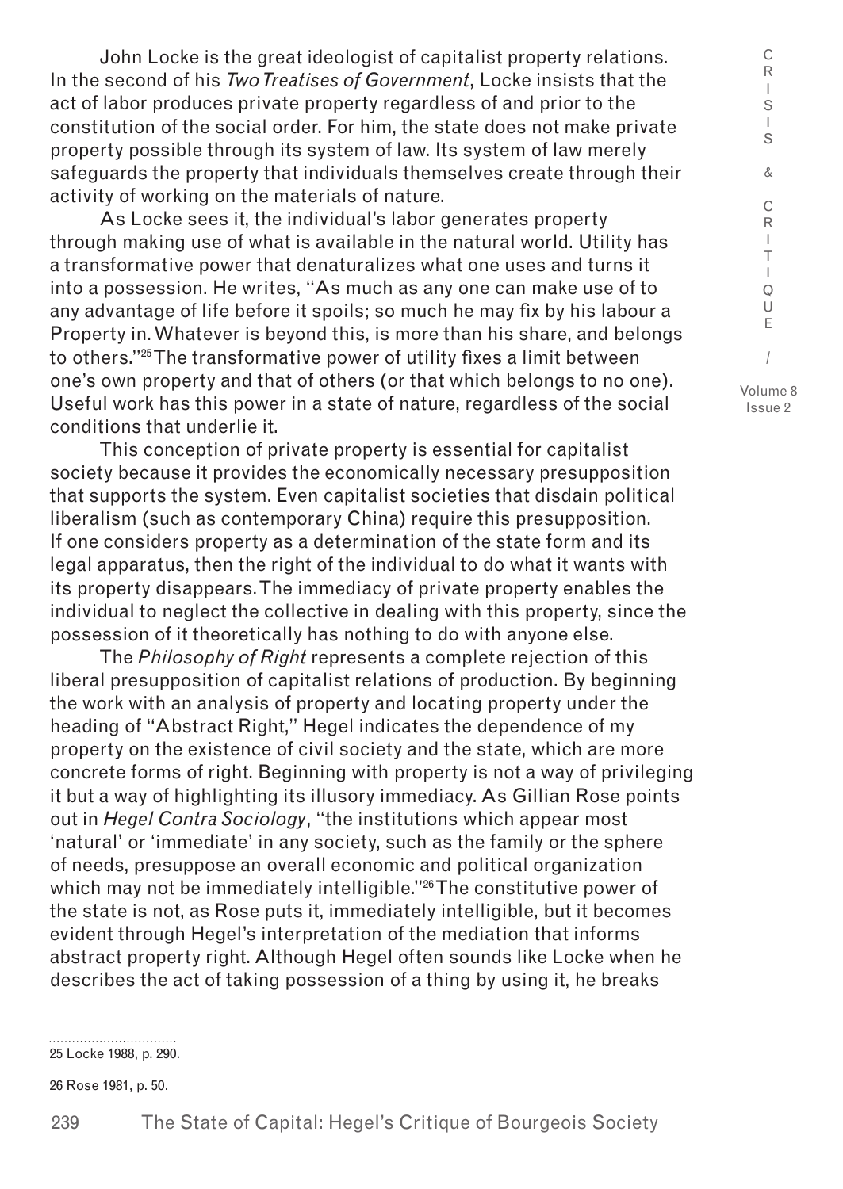John Locke is the great ideologist of capitalist property relations. In the second of his *Two Treatises of Government*, Locke insists that the act of labor produces private property regardless of and prior to the constitution of the social order. For him, the state does not make private property possible through its system of law. Its system of law merely safeguards the property that individuals themselves create through their activity of working on the materials of nature.

As Locke sees it, the individual's labor generates property through making use of what is available in the natural world. Utility has a transformative power that denaturalizes what one uses and turns it into a possession. He writes, "As much as any one can make use of to any advantage of life before it spoils; so much he may fix by his labour a Property in. Whatever is beyond this, is more than his share, and belongs to others."[25] The transformative power of utility fixes a limit between one's own property and that of others (or that which belongs to no one). Useful work has this power in a state of nature, regardless of the social conditions that underlie it.

This conception of private property is essential for capitalist society because it provides the economically necessary presupposition that supports the system. Even capitalist societies that disdain political liberalism (such as contemporary China) require this presupposition. If one considers property as a determination of the state form and its legal apparatus, then the right of the individual to do what it wants with its property disappears. The immediacy of private property enables the individual to neglect the collective in dealing with this property, since the possession of it theoretically has nothing to do with anyone else.

The *Philosophy of Right* represents a complete rejection of this liberal presupposition of capitalist relations of production. By beginning the work with an analysis of property and locating property under the heading of "Abstract Right," Hegel indicates the dependence of my property on the existence of civil society and the state, which are more concrete forms of right. Beginning with property is not a way of privileging it but a way of highlighting its illusory immediacy. As Gillian Rose points out in *Hegel Contra Sociology*, "the institutions which appear most 'natural' or 'immediate' in any society, such as the family or the sphere of needs, presuppose an overall economic and political organization which may not be immediately intelligible."[26] The constitutive power of the state is not, as Rose puts it, immediately intelligible, but it becomes evident through Hegel's interpretation of the mediation that informs abstract property right. Although Hegel often sounds like Locke when he describes the act of taking possession of a thing by using it, he breaks

25 Locke 1988, p. 290.

26 Rose 1981, p. 50.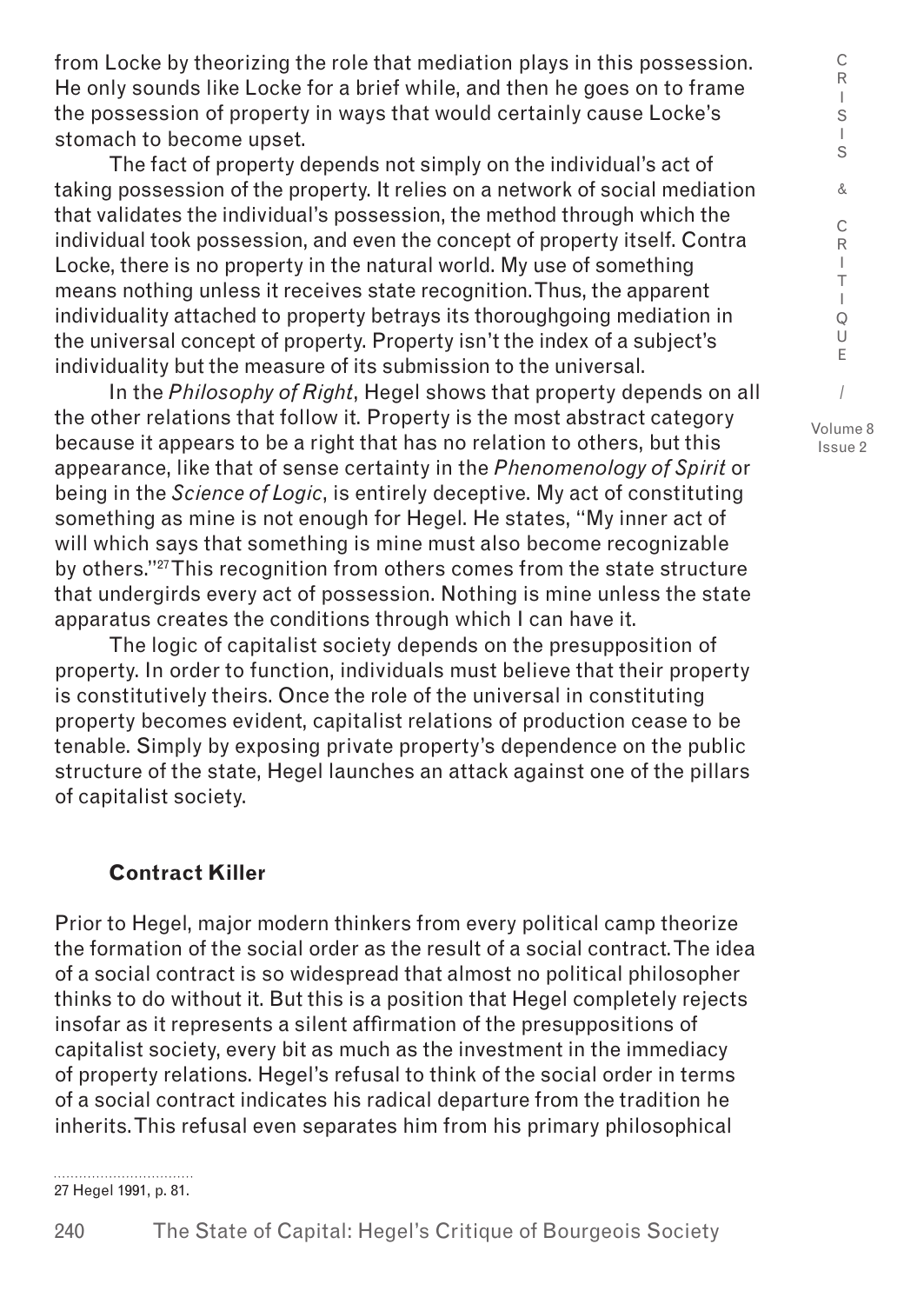from Locke by theorizing the role that mediation plays in this possession. He only sounds like Locke for a brief while, and then he goes on to frame the possession of property in ways that would certainly cause Locke's stomach to become upset.

The fact of property depends not simply on the individual's act of taking possession of the property. It relies on a network of social mediation that validates the individual's possession, the method through which the individual took possession, and even the concept of property itself. Contra Locke, there is no property in the natural world. My use of something means nothing unless it receives state recognition. Thus, the apparent individuality attached to property betrays its thoroughgoing mediation in the universal concept of property. Property isn't the index of a subject's individuality but the measure of its submission to the universal.

In the *Philosophy of Right*, Hegel shows that property depends on all the other relations that follow it. Property is the most abstract category because it appears to be a right that has no relation to others, but this appearance, like that of sense certainty in the *Phenomenology of Spirit* or being in the *Science of Logic*, is entirely deceptive. My act of constituting something as mine is not enough for Hegel. He states, "My inner act of will which says that something is mine must also become recognizable by others."[27] This recognition from others comes from the state structure that undergirds every act of possession. Nothing is mine unless the state apparatus creates the conditions through which I can have it.

The logic of capitalist society depends on the presupposition of property. In order to function, individuals must believe that their property is constitutively theirs. Once the role of the universal in constituting property becomes evident, capitalist relations of production cease to be tenable. Simply by exposing private property's dependence on the public structure of the state, Hegel launches an attack against one of the pillars of capitalist society.

### Contract Killer

Prior to Hegel, major modern thinkers from every political camp theorize the formation of the social order as the result of a social contract. The idea of a social contract is so widespread that almost no political philosopher thinks to do without it. But this is a position that Hegel completely rejects insofar as it represents a silent affirmation of the presuppositions of capitalist society, every bit as much as the investment in the immediacy of property relations. Hegel's refusal to think of the social order in terms of a social contract indicates his radical departure from the tradition he inherits. This refusal even separates him from his primary philosophical

27 Hegel 1991, p. 81.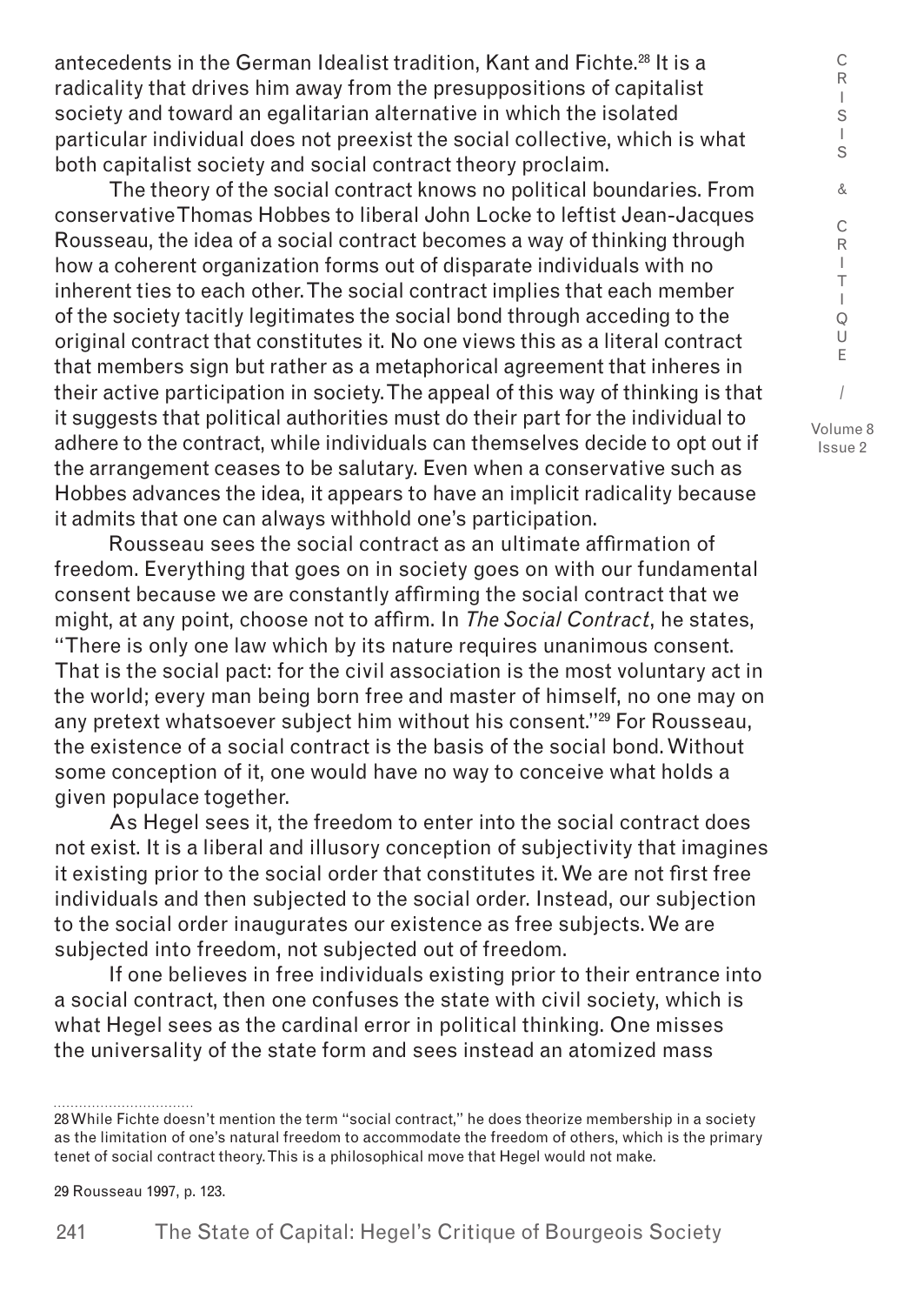antecedents in the German Idealist tradition, Kant and Fichte.[28] It is a radicality that drives him away from the presuppositions of capitalist society and toward an egalitarian alternative in which the isolated particular individual does not preexist the social collective, which is what both capitalist society and social contract theory proclaim.

The theory of the social contract knows no political boundaries. From conservative Thomas Hobbes to liberal John Locke to leftist Jean-Jacques Rousseau, the idea of a social contract becomes a way of thinking through how a coherent organization forms out of disparate individuals with no inherent ties to each other. The social contract implies that each member of the society tacitly legitimates the social bond through acceding to the original contract that constitutes it. No one views this as a literal contract that members sign but rather as a metaphorical agreement that inheres in their active participation in society. The appeal of this way of thinking is that it suggests that political authorities must do their part for the individual to adhere to the contract, while individuals can themselves decide to opt out if the arrangement ceases to be salutary. Even when a conservative such as Hobbes advances the idea, it appears to have an implicit radicality because it admits that one can always withhold one's participation.

Rousseau sees the social contract as an ultimate affirmation of freedom. Everything that goes on in society goes on with our fundamental consent because we are constantly affirming the social contract that we might, at any point, choose not to affirm. In *The Social Contract*, he states, "There is only one law which by its nature requires unanimous consent. That is the social pact: for the civil association is the most voluntary act in the world; every man being born free and master of himself, no one may on any pretext whatsoever subject him without his consent."[29] For Rousseau, the existence of a social contract is the basis of the social bond. Without some conception of it, one would have no way to conceive what holds a given populace together.

As Hegel sees it, the freedom to enter into the social contract does not exist. It is a liberal and illusory conception of subjectivity that imagines it existing prior to the social order that constitutes it. We are not first free individuals and then subjected to the social order. Instead, our subjection to the social order inaugurates our existence as free subjects. We are subjected into freedom, not subjected out of freedom.

If one believes in free individuals existing prior to their entrance into a social contract, then one confuses the state with civil society, which is what Hegel sees as the cardinal error in political thinking. One misses the universality of the state form and sees instead an atomized mass

---

28 While Fichte doesn't mention the term "social contract," he does theorize membership in a society as the limitation of one's natural freedom to accommodate the freedom of others, which is the primary tenet of social contract theory. This is a philosophical move that Hegel would not make.

29 Rousseau 1997, p. 123.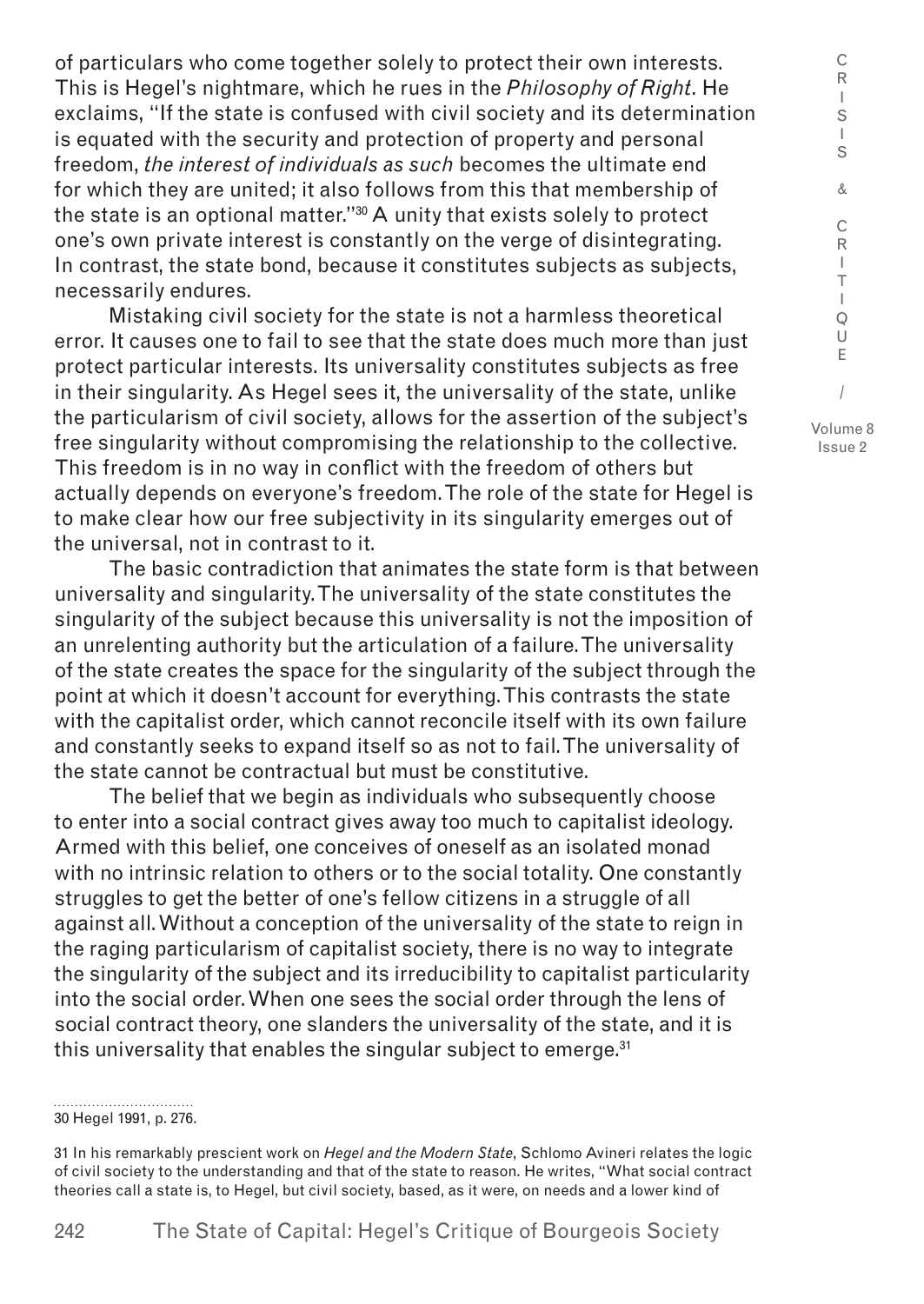of particulars who come together solely to protect their own interests. This is Hegel's nightmare, which he rues in the *Philosophy of Right*. He exclaims, "If the state is confused with civil society and its determination is equated with the security and protection of property and personal freedom, *the interest of individuals as such* becomes the ultimate end for which they are united; it also follows from this that membership of the state is an optional matter."[30] A unity that exists solely to protect one's own private interest is constantly on the verge of disintegrating. In contrast, the state bond, because it constitutes subjects as subjects, necessarily endures.

Mistaking civil society for the state is not a harmless theoretical error. It causes one to fail to see that the state does much more than just protect particular interests. Its universality constitutes subjects as free in their singularity. As Hegel sees it, the universality of the state, unlike the particularism of civil society, allows for the assertion of the subject's free singularity without compromising the relationship to the collective. This freedom is in no way in conflict with the freedom of others but actually depends on everyone's freedom. The role of the state for Hegel is to make clear how our free subjectivity in its singularity emerges out of the universal, not in contrast to it.

The basic contradiction that animates the state form is that between universality and singularity. The universality of the state constitutes the singularity of the subject because this universality is not the imposition of an unrelenting authority but the articulation of a failure. The universality of the state creates the space for the singularity of the subject through the point at which it doesn't account for everything. This contrasts the state with the capitalist order, which cannot reconcile itself with its own failure and constantly seeks to expand itself so as not to fail. The universality of the state cannot be contractual but must be constitutive.

The belief that we begin as individuals who subsequently choose to enter into a social contract gives away too much to capitalist ideology. Armed with this belief, one conceives of oneself as an isolated monad with no intrinsic relation to others or to the social totality. One constantly struggles to get the better of one's fellow citizens in a struggle of all against all. Without a conception of the universality of the state to reign in the raging particularism of capitalist society, there is no way to integrate the singularity of the subject and its irreducibility to capitalist particularity into the social order. When one sees the social order through the lens of social contract theory, one slanders the universality of the state, and it is this universality that enables the singular subject to emerge.[31]

---

30 Hegel 1991, p. 276.

31 In his remarkably prescient work on *Hegel and the Modern State*, Schlomo Avineri relates the logic of civil society to the understanding and that of the state to reason. He writes, "What social contract theories call a state is, to Hegel, but civil society, based, as it were, on needs and a lower kind of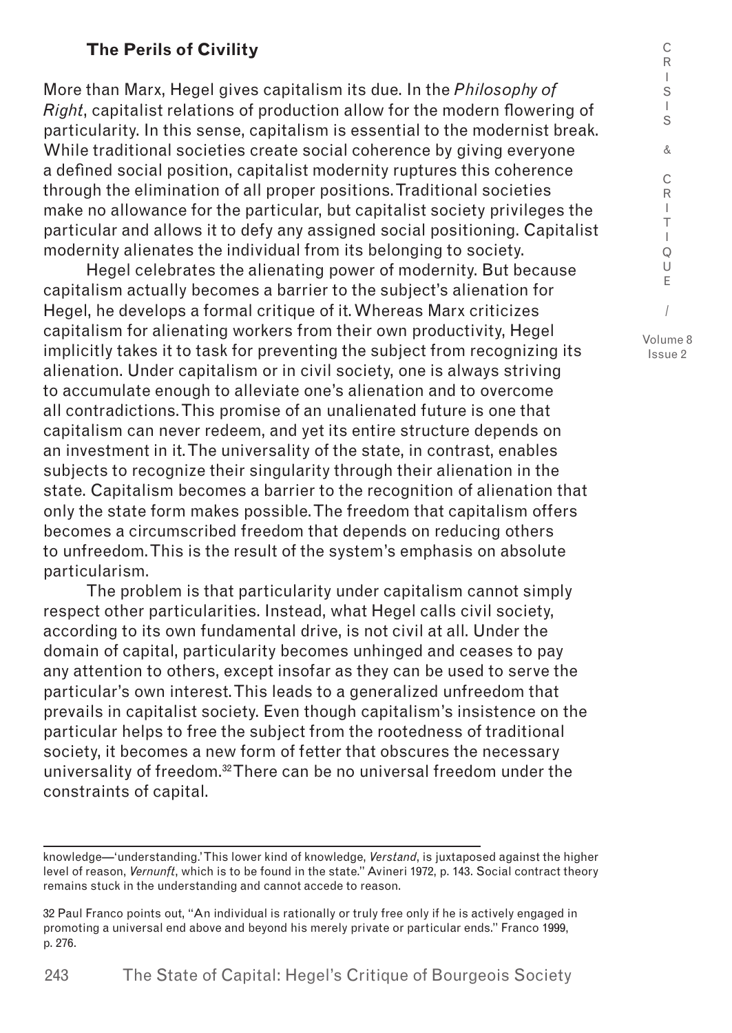### The Perils of Civility

More than Marx, Hegel gives capitalism its due. In the *Philosophy of Right*, capitalist relations of production allow for the modern flowering of particularity. In this sense, capitalism is essential to the modernist break. While traditional societies create social coherence by giving everyone a defined social position, capitalist modernity ruptures this coherence through the elimination of all proper positions. Traditional societies make no allowance for the particular, but capitalist society privileges the particular and allows it to defy any assigned social positioning. Capitalist modernity alienates the individual from its belonging to society.

Hegel celebrates the alienating power of modernity. But because capitalism actually becomes a barrier to the subject's alienation for Hegel, he develops a formal critique of it. Whereas Marx criticizes capitalism for alienating workers from their own productivity, Hegel implicitly takes it to task for preventing the subject from recognizing its alienation. Under capitalism or in civil society, one is always striving to accumulate enough to alleviate one's alienation and to overcome all contradictions. This promise of an unalienated future is one that capitalism can never redeem, and yet its entire structure depends on an investment in it. The universality of the state, in contrast, enables subjects to recognize their singularity through their alienation in the state. Capitalism becomes a barrier to the recognition of alienation that only the state form makes possible. The freedom that capitalism offers becomes a circumscribed freedom that depends on reducing others to unfreedom. This is the result of the system's emphasis on absolute particularism.

The problem is that particularity under capitalism cannot simply respect other particularities. Instead, what Hegel calls civil society, according to its own fundamental drive, is not civil at all. Under the domain of capital, particularity becomes unhinged and ceases to pay any attention to others, except insofar as they can be used to serve the particular's own interest. This leads to a generalized unfreedom that prevails in capitalist society. Even though capitalism's insistence on the particular helps to free the subject from the rootedness of traditional society, it becomes a new form of fetter that obscures the necessary universality of freedom.[32] There can be no universal freedom under the constraints of capital.

---

knowledge—'understanding.' This lower kind of knowledge, *Verstand*, is juxtaposed against the higher level of reason, *Vernunft*, which is to be found in the state." Avineri 1972, p. 143. Social contract theory remains stuck in the understanding and cannot accede to reason.

32 Paul Franco points out, "An individual is rationally or truly free only if he is actively engaged in promoting a universal end above and beyond his merely private or particular ends." Franco 1999, p. 276.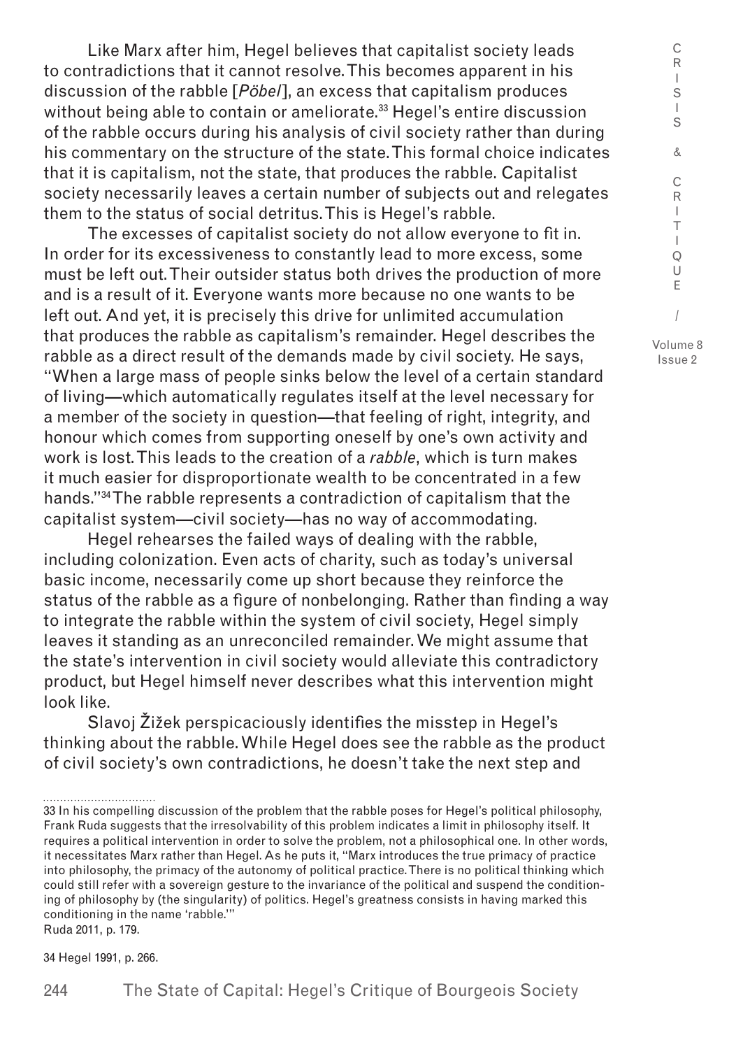Like Marx after him, Hegel believes that capitalist society leads to contradictions that it cannot resolve. This becomes apparent in his discussion of the rabble [*Pöbel*], an excess that capitalism produces without being able to contain or ameliorate.[33] Hegel's entire discussion of the rabble occurs during his analysis of civil society rather than during his commentary on the structure of the state. This formal choice indicates that it is capitalism, not the state, that produces the rabble. Capitalist society necessarily leaves a certain number of subjects out and relegates them to the status of social detritus. This is Hegel's rabble.

The excesses of capitalist society do not allow everyone to fit in. In order for its excessiveness to constantly lead to more excess, some must be left out. Their outsider status both drives the production of more and is a result of it. Everyone wants more because no one wants to be left out. And yet, it is precisely this drive for unlimited accumulation that produces the rabble as capitalism's remainder. Hegel describes the rabble as a direct result of the demands made by civil society. He says, "When a large mass of people sinks below the level of a certain standard of living—which automatically regulates itself at the level necessary for a member of the society in question—that feeling of right, integrity, and honour which comes from supporting oneself by one's own activity and work is lost. This leads to the creation of a *rabble*, which is turn makes it much easier for disproportionate wealth to be concentrated in a few hands."[34] The rabble represents a contradiction of capitalism that the capitalist system—civil society—has no way of accommodating.

Hegel rehearses the failed ways of dealing with the rabble, including colonization. Even acts of charity, such as today's universal basic income, necessarily come up short because they reinforce the status of the rabble as a figure of nonbelonging. Rather than finding a way to integrate the rabble within the system of civil society, Hegel simply leaves it standing as an unreconciled remainder. We might assume that the state's intervention in civil society would alleviate this contradictory product, but Hegel himself never describes what this intervention might look like.

Slavoj Žižek perspicaciously identifies the misstep in Hegel's thinking about the rabble. While Hegel does see the rabble as the product of civil society's own contradictions, he doesn't take the next step and

---

33 In his compelling discussion of the problem that the rabble poses for Hegel's political philosophy, Frank Ruda suggests that the irresolvability of this problem indicates a limit in philosophy itself. It requires a political intervention in order to solve the problem, not a philosophical one. In other words, it necessitates Marx rather than Hegel. As he puts it, "Marx introduces the true primacy of practice into philosophy, the primacy of the autonomy of political practice. There is no political thinking which could still refer with a sovereign gesture to the invariance of the political and suspend the conditioning of philosophy by (the singularity) of politics. Hegel's greatness consists in having marked this conditioning in the name 'rabble.'"
Ruda 2011, p. 179.

34 Hegel 1991, p. 266.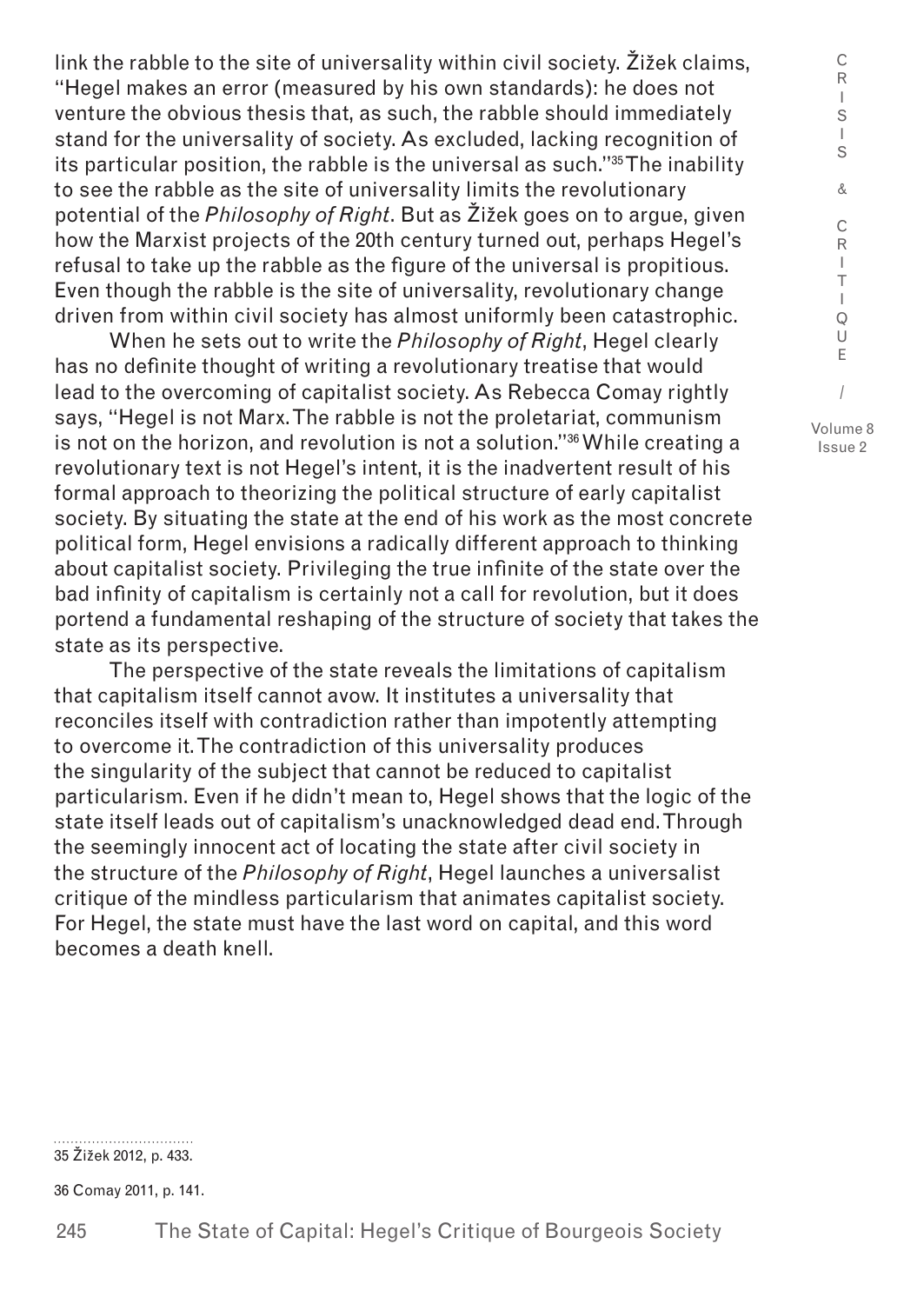link the rabble to the site of universality within civil society. Žižek claims, "Hegel makes an error (measured by his own standards): he does not venture the obvious thesis that, as such, the rabble should immediately stand for the universality of society. As excluded, lacking recognition of its particular position, the rabble is the universal as such."[35] The inability to see the rabble as the site of universality limits the revolutionary potential of the *Philosophy of Right*. But as Žižek goes on to argue, given how the Marxist projects of the 20th century turned out, perhaps Hegel's refusal to take up the rabble as the figure of the universal is propitious. Even though the rabble is the site of universality, revolutionary change driven from within civil society has almost uniformly been catastrophic.

When he sets out to write the *Philosophy of Right*, Hegel clearly has no definite thought of writing a revolutionary treatise that would lead to the overcoming of capitalist society. As Rebecca Comay rightly says, "Hegel is not Marx. The rabble is not the proletariat, communism is not on the horizon, and revolution is not a solution."[36] While creating a revolutionary text is not Hegel's intent, it is the inadvertent result of his formal approach to theorizing the political structure of early capitalist society. By situating the state at the end of his work as the most concrete political form, Hegel envisions a radically different approach to thinking about capitalist society. Privileging the true infinite of the state over the bad infinity of capitalism is certainly not a call for revolution, but it does portend a fundamental reshaping of the structure of society that takes the state as its perspective.

The perspective of the state reveals the limitations of capitalism that capitalism itself cannot avow. It institutes a universality that reconciles itself with contradiction rather than impotently attempting to overcome it. The contradiction of this universality produces the singularity of the subject that cannot be reduced to capitalist particularism. Even if he didn't mean to, Hegel shows that the logic of the state itself leads out of capitalism's unacknowledged dead end. Through the seemingly innocent act of locating the state after civil society in the structure of the *Philosophy of Right*, Hegel launches a universalist critique of the mindless particularism that animates capitalist society. For Hegel, the state must have the last word on capital, and this word becomes a death knell.

35 Žižek 2012, p. 433.

36 Comay 2011, p. 141.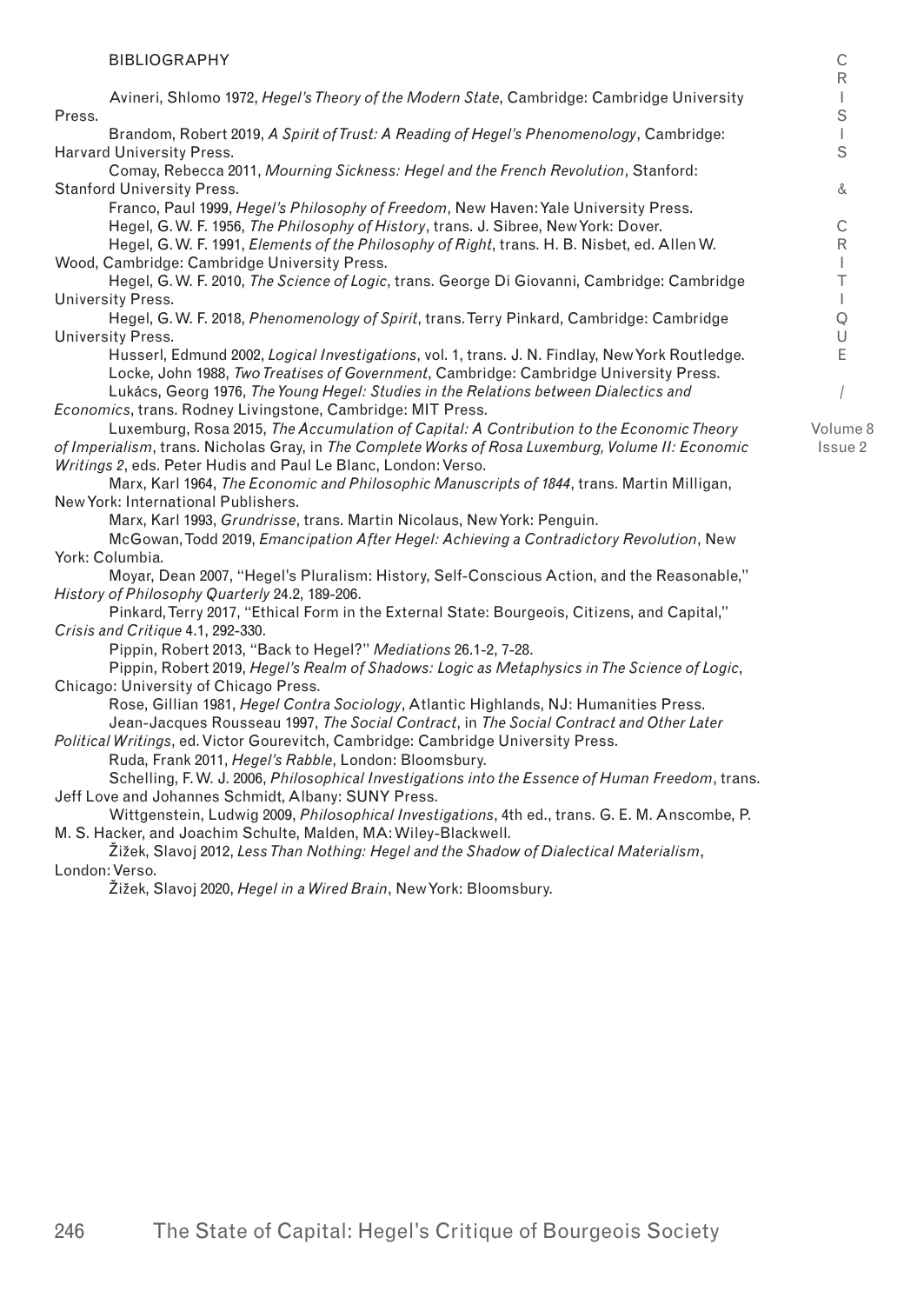## BIBLIOGRAPHY

Avineri, Shlomo 1972, *Hegel's Theory of the Modern State*, Cambridge: Cambridge University Press.

Brandom, Robert 2019, *A Spirit of Trust: A Reading of Hegel's Phenomenology*, Cambridge: Harvard University Press.

Comay, Rebecca 2011, *Mourning Sickness: Hegel and the French Revolution*, Stanford: Stanford University Press.

Franco, Paul 1999, *Hegel's Philosophy of Freedom*, New Haven: Yale University Press.

Hegel, G. W. F. 1956, *The Philosophy of History*, trans. J. Sibree, New York: Dover.

Hegel, G. W. F. 1991, *Elements of the Philosophy of Right*, trans. H. B. Nisbet, ed. Allen W. Wood, Cambridge: Cambridge University Press.

Hegel, G. W. F. 2010, *The Science of Logic*, trans. George Di Giovanni, Cambridge: Cambridge University Press.

Hegel, G. W. F. 2018, *Phenomenology of Spirit*, trans. Terry Pinkard, Cambridge: Cambridge University Press.

Husserl, Edmund 2002, *Logical Investigations*, vol. 1, trans. J. N. Findlay, New York Routledge.

Locke, John 1988, *Two Treatises of Government*, Cambridge: Cambridge University Press.

Lukács, Georg 1976, *The Young Hegel: Studies in the Relations between Dialectics and Economics*, trans. Rodney Livingstone, Cambridge: MIT Press.

Luxemburg, Rosa 2015, *The Accumulation of Capital: A Contribution to the Economic Theory of Imperialism*, trans. Nicholas Gray, in *The Complete Works of Rosa Luxemburg, Volume II: Economic Writings 2*, eds. Peter Hudis and Paul Le Blanc, London: Verso.

Marx, Karl 1964, *The Economic and Philosophic Manuscripts of 1844*, trans. Martin Milligan, New York: International Publishers.

Marx, Karl 1993, *Grundrisse*, trans. Martin Nicolaus, New York: Penguin.

McGowan, Todd 2019, *Emancipation After Hegel: Achieving a Contradictory Revolution*, New York: Columbia.

Moyar, Dean 2007, "Hegel's Pluralism: History, Self-Conscious Action, and the Reasonable," *History of Philosophy Quarterly* 24.2, 189-206.

Pinkard, Terry 2017, "Ethical Form in the External State: Bourgeois, Citizens, and Capital," *Crisis and Critique* 4.1, 292-330.

Pippin, Robert 2013, "Back to Hegel?" *Mediations* 26.1-2, 7-28.

Pippin, Robert 2019, *Hegel's Realm of Shadows: Logic as Metaphysics in The Science of Logic*, Chicago: University of Chicago Press.

Rose, Gillian 1981, *Hegel Contra Sociology*, Atlantic Highlands, NJ: Humanities Press.

Jean-Jacques Rousseau 1997, *The Social Contract*, in *The Social Contract and Other Later Political Writings*, ed. Victor Gourevitch, Cambridge: Cambridge University Press.

Ruda, Frank 2011, *Hegel's Rabble*, London: Bloomsbury.

Schelling, F. W. J. 2006, *Philosophical Investigations into the Essence of Human Freedom*, trans. Jeff Love and Johannes Schmidt, Albany: SUNY Press.

Wittgenstein, Ludwig 2009, *Philosophical Investigations*, 4th ed., trans. G. E. M. Anscombe, P. M. S. Hacker, and Joachim Schulte, Malden, MA: Wiley-Blackwell.

Žižek, Slavoj 2012, *Less Than Nothing: Hegel and the Shadow of Dialectical Materialism*, London: Verso.

Žižek, Slavoj 2020, *Hegel in a Wired Brain*, New York: Bloomsbury.